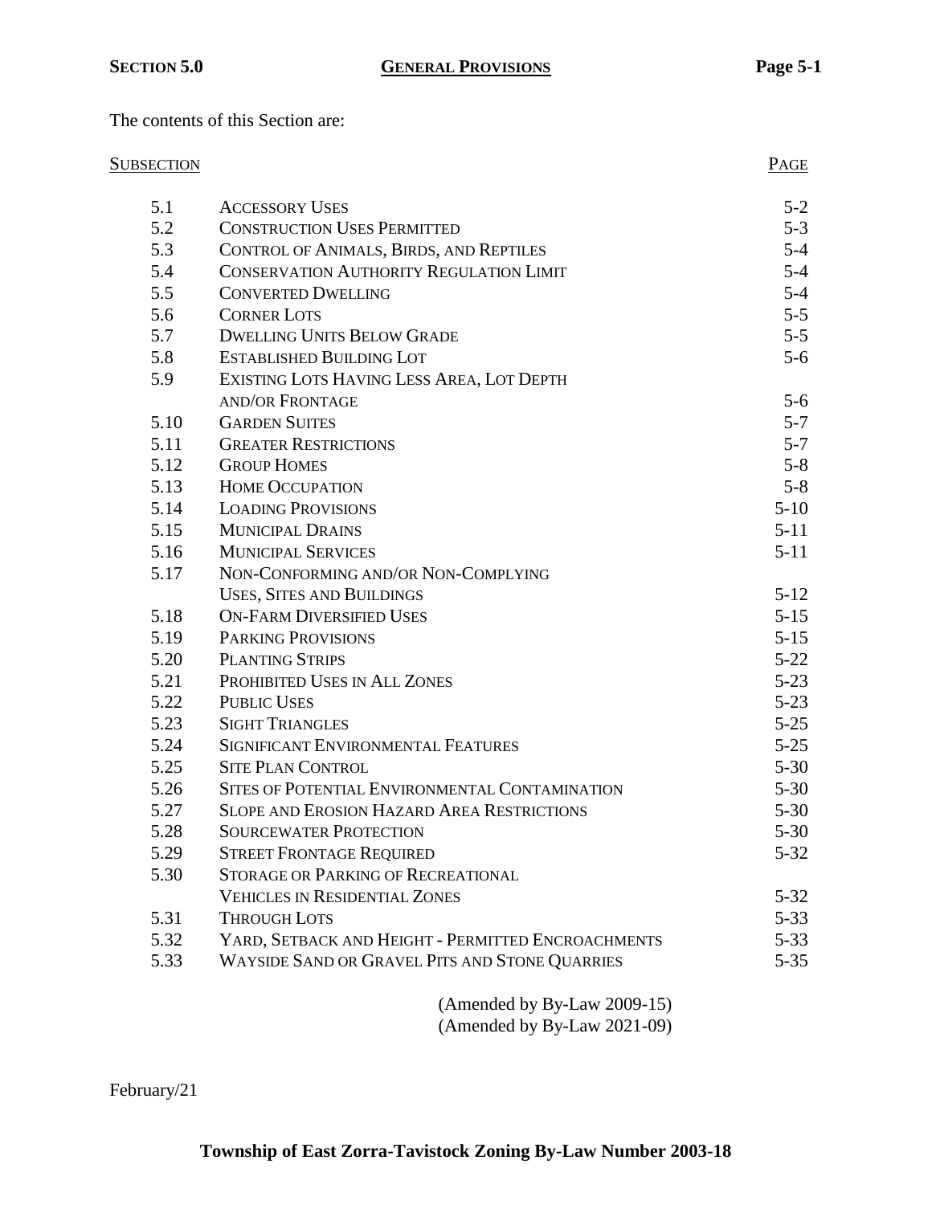# SECTION 5.0 GENERAL PROVISIONS

The contents of this Section are:

| SUBSECTION | | PAGE |
|---|---|---|
| 5.1 | ACCESSORY USES | 5-2 |
| 5.2 | CONSTRUCTION USES PERMITTED | 5-3 |
| 5.3 | CONTROL OF ANIMALS, BIRDS, AND REPTILES | 5-4 |
| 5.4 | CONSERVATION AUTHORITY REGULATION LIMIT | 5-4 |
| 5.5 | CONVERTED DWELLING | 5-4 |
| 5.6 | CORNER LOTS | 5-5 |
| 5.7 | DWELLING UNITS BELOW GRADE | 5-5 |
| 5.8 | ESTABLISHED BUILDING LOT | 5-6 |
| 5.9 | EXISTING LOTS HAVING LESS AREA, LOT DEPTH AND/OR FRONTAGE | 5-6 |
| 5.10 | GARDEN SUITES | 5-7 |
| 5.11 | GREATER RESTRICTIONS | 5-7 |
| 5.12 | GROUP HOMES | 5-8 |
| 5.13 | HOME OCCUPATION | 5-8 |
| 5.14 | LOADING PROVISIONS | 5-10 |
| 5.15 | MUNICIPAL DRAINS | 5-11 |
| 5.16 | MUNICIPAL SERVICES | 5-11 |
| 5.17 | NON-CONFORMING AND/OR NON-COMPLYING USES, SITES AND BUILDINGS | 5-12 |
| 5.18 | ON-FARM DIVERSIFIED USES | 5-15 |
| 5.19 | PARKING PROVISIONS | 5-15 |
| 5.20 | PLANTING STRIPS | 5-22 |
| 5.21 | PROHIBITED USES IN ALL ZONES | 5-23 |
| 5.22 | PUBLIC USES | 5-23 |
| 5.23 | SIGHT TRIANGLES | 5-25 |
| 5.24 | SIGNIFICANT ENVIRONMENTAL FEATURES | 5-25 |
| 5.25 | SITE PLAN CONTROL | 5-30 |
| 5.26 | SITES OF POTENTIAL ENVIRONMENTAL CONTAMINATION | 5-30 |
| 5.27 | SLOPE AND EROSION HAZARD AREA RESTRICTIONS | 5-30 |
| 5.28 | SOURCEWATER PROTECTION | 5-30 |
| 5.29 | STREET FRONTAGE REQUIRED | 5-32 |
| 5.30 | STORAGE OR PARKING OF RECREATIONAL VEHICLES IN RESIDENTIAL ZONES | 5-32 |
| 5.31 | THROUGH LOTS | 5-33 |
| 5.32 | YARD, SETBACK AND HEIGHT - PERMITTED ENCROACHMENTS | 5-33 |
| 5.33 | WAYSIDE SAND OR GRAVEL PITS AND STONE QUARRIES | 5-35 |

(Amended by By-Law 2009-15)
(Amended by By-Law 2021-09)

February/21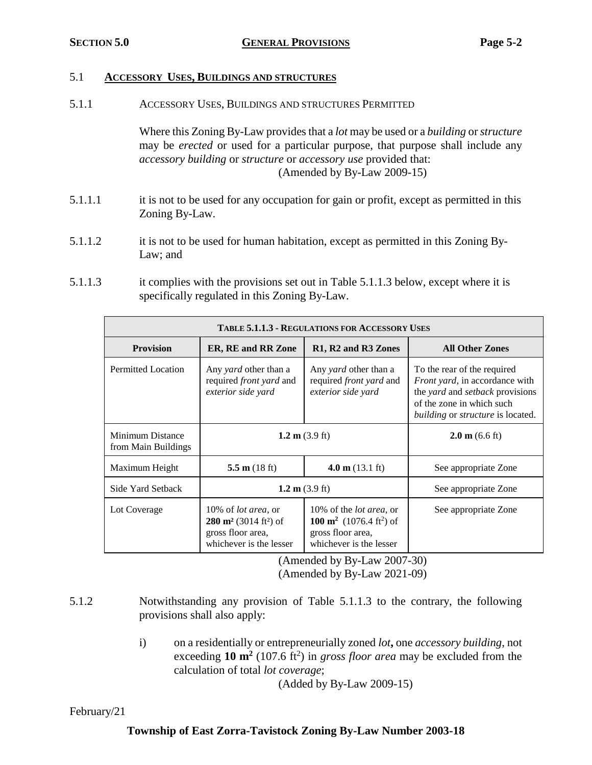## 5.1 **ACCESSORY USES, BUILDINGS AND STRUCTURES**

### 5.1.1 ACCESSORY USES, BUILDINGS AND STRUCTURES PERMITTED

Where this Zoning By-Law provides that a *lot* may be used or a *building* or *structure* may be *erected* or used for a particular purpose, that purpose shall include any *accessory building* or *structure* or *accessory use* provided that:
(Amended by By-Law 2009-15)

5.1.1.1 it is not to be used for any occupation for gain or profit, except as permitted in this Zoning By-Law.

5.1.1.2 it is not to be used for human habitation, except as permitted in this Zoning By-Law; and

5.1.1.3 it complies with the provisions set out in Table 5.1.1.3 below, except where it is specifically regulated in this Zoning By-Law.

**TABLE 5.1.1.3 - REGULATIONS FOR ACCESSORY USES**

| Provision | ER, RE and RR Zone | R1, R2 and R3 Zones | All Other Zones |
|---|---|---|---|
| Permitted Location | Any *yard* other than a required *front yard* and *exterior side yard* | Any *yard* other than a required *front yard* and *exterior side yard* | To the rear of the required *Front yard*, in accordance with the *yard* and *setback* provisions of the zone in which such *building* or *structure* is located. |
| Minimum Distance from Main Buildings | **1.2 m** (3.9 ft) | | **2.0 m** (6.6 ft) |
| Maximum Height | **5.5 m** (18 ft) | **4.0 m** (13.1 ft) | See appropriate Zone |
| Side Yard Setback | **1.2 m** (3.9 ft) | | See appropriate Zone |
| Lot Coverage | 10% of *lot area*, or **280 m²** (3014 ft²) of gross floor area, whichever is the lesser | 10% of the *lot area*, or **100 m²** (1076.4 ft²) of gross floor area, whichever is the lesser | See appropriate Zone |

(Amended by By-Law 2007-30)
(Amended by By-Law 2021-09)

### 5.1.2 
Notwithstanding any provision of Table 5.1.1.3 to the contrary, the following provisions shall also apply:

i) on a residentially or entrepreneurially zoned *lot*, one *accessory building*, not exceeding **10 m²** (107.6 ft²) in *gross floor area* may be excluded from the calculation of total *lot coverage*;
(Added by By-Law 2009-15)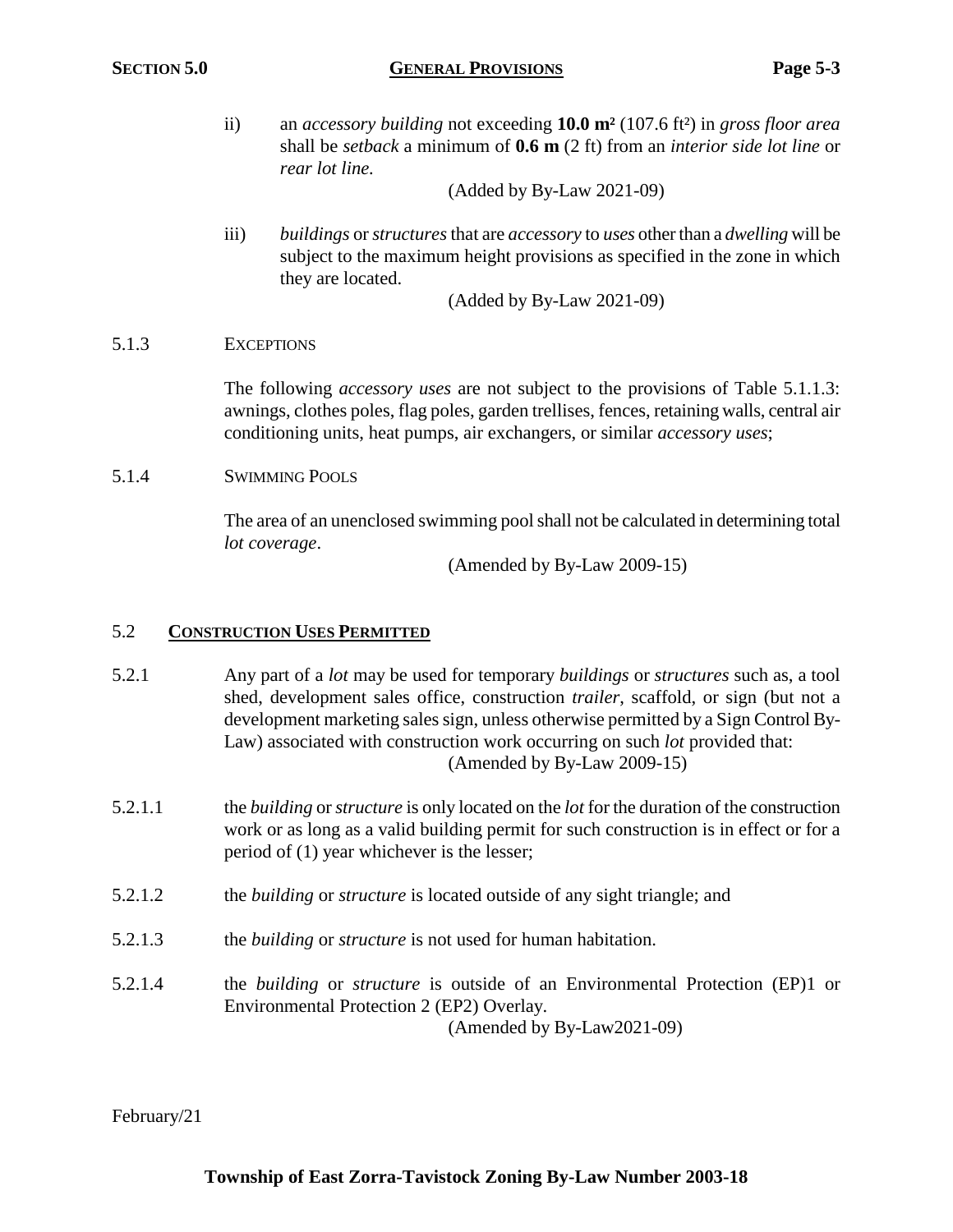ii) an *accessory building* not exceeding **10.0 m²** (107.6 ft²) in *gross floor area* shall be *setback* a minimum of **0.6 m** (2 ft) from an *interior side lot line* or *rear lot line*.

(Added by By-Law 2021-09)

iii) *buildings* or *structures* that are *accessory* to *uses* other than a *dwelling* will be subject to the maximum height provisions as specified in the zone in which they are located.

(Added by By-Law 2021-09)

5.1.3 EXCEPTIONS

The following *accessory uses* are not subject to the provisions of Table 5.1.1.3: awnings, clothes poles, flag poles, garden trellises, fences, retaining walls, central air conditioning units, heat pumps, air exchangers, or similar *accessory uses*;

5.1.4 SWIMMING POOLS

The area of an unenclosed swimming pool shall not be calculated in determining total *lot coverage*.

(Amended by By-Law 2009-15)

## 5.2 CONSTRUCTION USES PERMITTED

5.2.1 Any part of a *lot* may be used for temporary *buildings* or *structures* such as, a tool shed, development sales office, construction *trailer*, scaffold, or sign (but not a development marketing sales sign, unless otherwise permitted by a Sign Control By-Law) associated with construction work occurring on such *lot* provided that:

(Amended by By-Law 2009-15)

5.2.1.1 the *building* or *structure* is only located on the *lot* for the duration of the construction work or as long as a valid building permit for such construction is in effect or for a period of (1) year whichever is the lesser;

5.2.1.2 the *building* or *structure* is located outside of any sight triangle; and

5.2.1.3 the *building* or *structure* is not used for human habitation.

5.2.1.4 the *building* or *structure* is outside of an Environmental Protection (EP)1 or Environmental Protection 2 (EP2) Overlay.

(Amended by By-Law2021-09)

February/21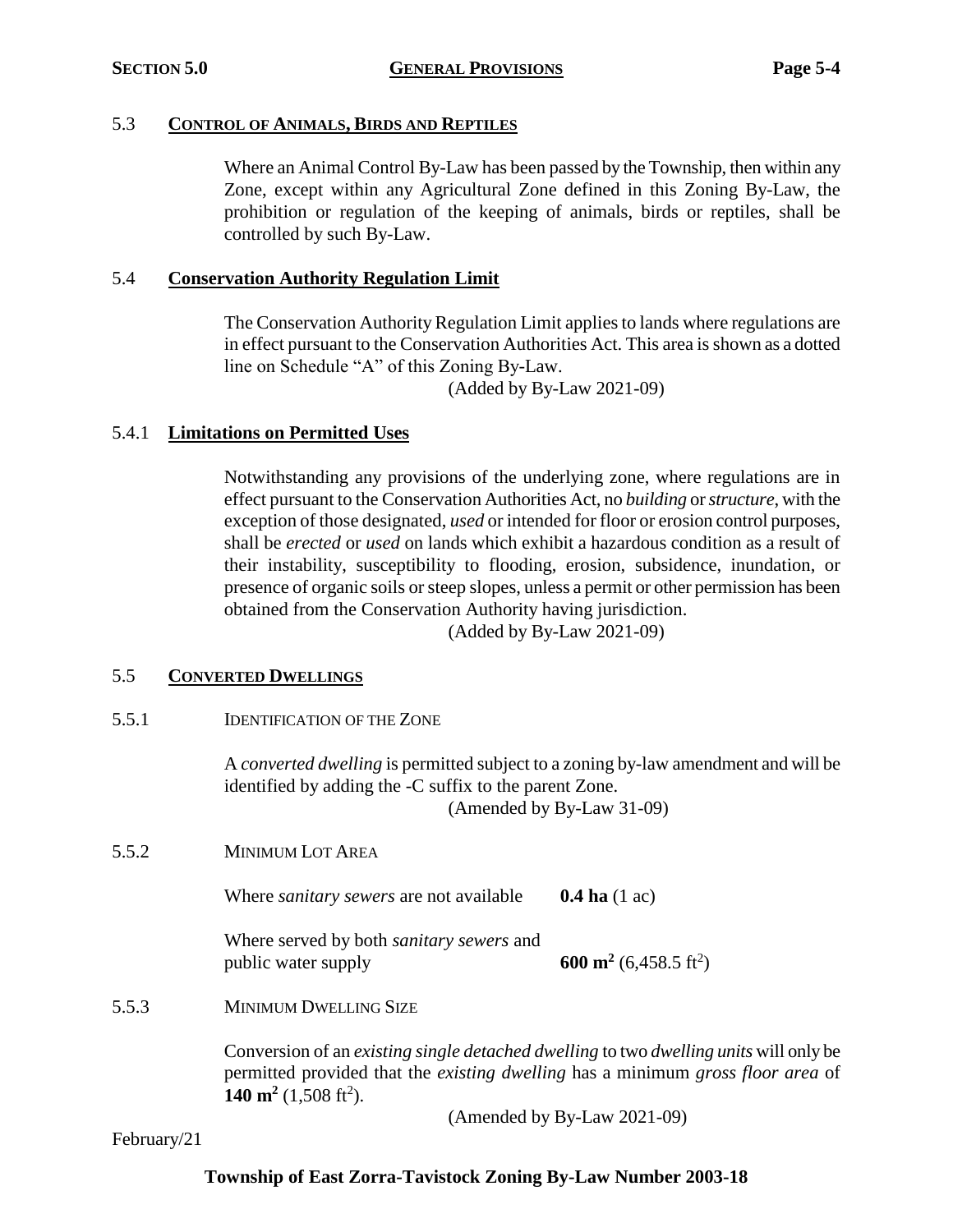## 5.3 CONTROL OF ANIMALS, BIRDS AND REPTILES

Where an Animal Control By-Law has been passed by the Township, then within any Zone, except within any Agricultural Zone defined in this Zoning By-Law, the prohibition or regulation of the keeping of animals, birds or reptiles, shall be controlled by such By-Law.

## 5.4 Conservation Authority Regulation Limit

The Conservation Authority Regulation Limit applies to lands where regulations are in effect pursuant to the Conservation Authorities Act. This area is shown as a dotted line on Schedule "A" of this Zoning By-Law.

(Added by By-Law 2021-09)

### 5.4.1 Limitations on Permitted Uses

Notwithstanding any provisions of the underlying zone, where regulations are in effect pursuant to the Conservation Authorities Act, no *building* or *structure*, with the exception of those designated, *used* or intended for floor or erosion control purposes, shall be *erected* or *used* on lands which exhibit a hazardous condition as a result of their instability, susceptibility to flooding, erosion, subsidence, inundation, or presence of organic soils or steep slopes, unless a permit or other permission has been obtained from the Conservation Authority having jurisdiction.

(Added by By-Law 2021-09)

## 5.5 CONVERTED DWELLINGS

### 5.5.1 IDENTIFICATION OF THE ZONE

A *converted dwelling* is permitted subject to a zoning by-law amendment and will be identified by adding the -C suffix to the parent Zone.

(Amended by By-Law 31-09)

### 5.5.2 MINIMUM LOT AREA

| | |
|---|---|
| Where *sanitary sewers* are not available | **0.4 ha** (1 ac) |
| Where served by both *sanitary sewers* and public water supply | **600 m$^2$** (6,458.5 ft$^2$) |

### 5.5.3 MINIMUM DWELLING SIZE

Conversion of an *existing single detached dwelling* to two *dwelling units* will only be permitted provided that the *existing dwelling* has a minimum *gross floor area* of **140 m$^2$** (1,508 ft$^2$).

(Amended by By-Law 2021-09)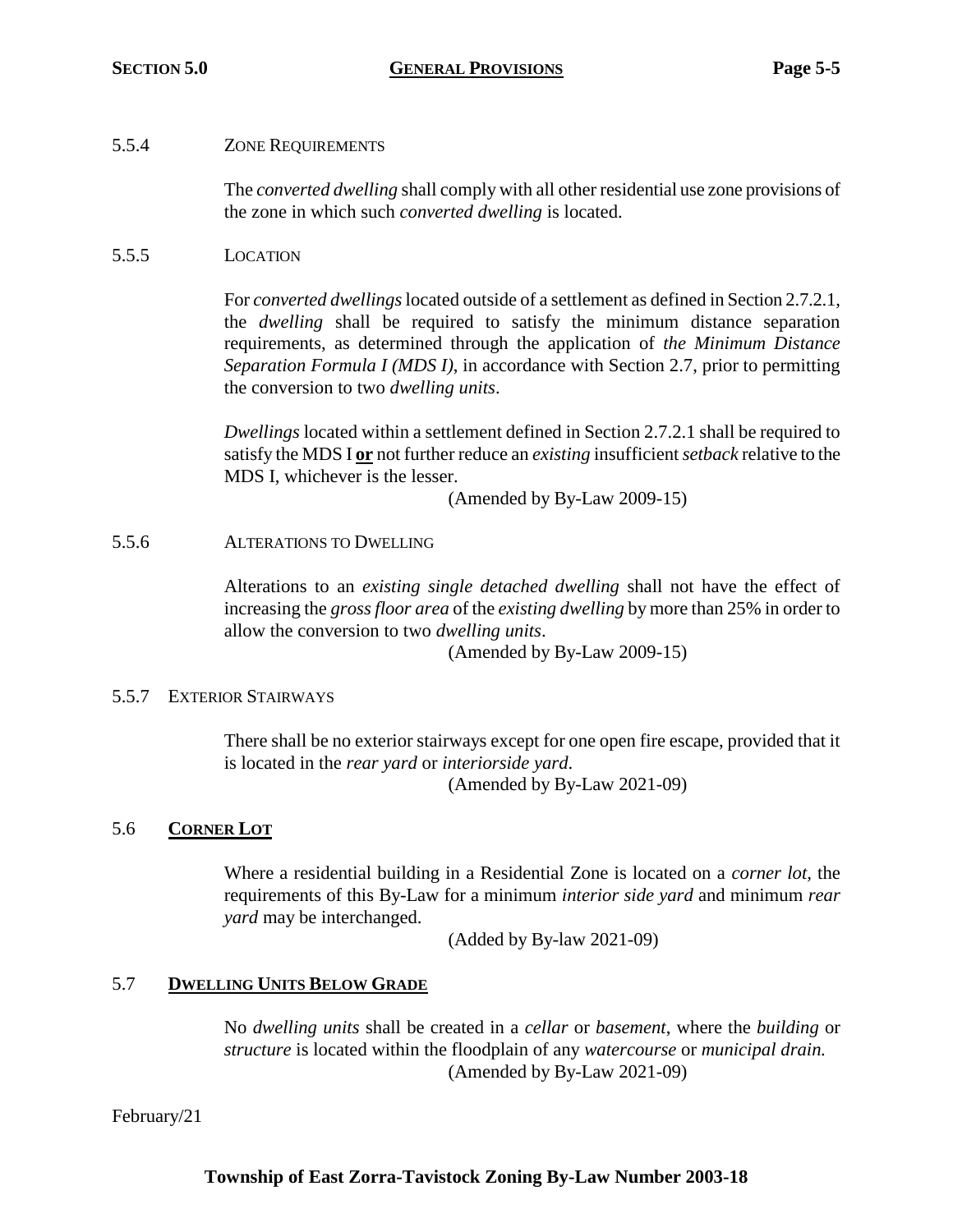#### 5.5.4 ZONE REQUIREMENTS

The *converted dwelling* shall comply with all other residential use zone provisions of the zone in which such *converted dwelling* is located.

#### 5.5.5 LOCATION

For *converted dwellings* located outside of a settlement as defined in Section 2.7.2.1, the *dwelling* shall be required to satisfy the minimum distance separation requirements, as determined through the application of *the Minimum Distance Separation Formula I (MDS I)*, in accordance with Section 2.7, prior to permitting the conversion to two *dwelling units*.

*Dwellings* located within a settlement defined in Section 2.7.2.1 shall be required to satisfy the MDS I **or** not further reduce an *existing* insufficient *setback* relative to the MDS I, whichever is the lesser.

(Amended by By-Law 2009-15)

#### 5.5.6 ALTERATIONS TO DWELLING

Alterations to an *existing single detached dwelling* shall not have the effect of increasing the *gross floor area* of the *existing dwelling* by more than 25% in order to allow the conversion to two *dwelling units*.

(Amended by By-Law 2009-15)

#### 5.5.7 EXTERIOR STAIRWAYS

There shall be no exterior stairways except for one open fire escape, provided that it is located in the *rear yard* or *interiorside yard*.

(Amended by By-Law 2021-09)

### 5.6 CORNER LOT

Where a residential building in a Residential Zone is located on a *corner lot*, the requirements of this By-Law for a minimum *interior side yard* and minimum *rear yard* may be interchanged.

(Added by By-law 2021-09)

### 5.7 DWELLING UNITS BELOW GRADE

No *dwelling units* shall be created in a *cellar* or *basement*, where the *building* or *structure* is located within the floodplain of any *watercourse* or *municipal drain.*

(Amended by By-Law 2021-09)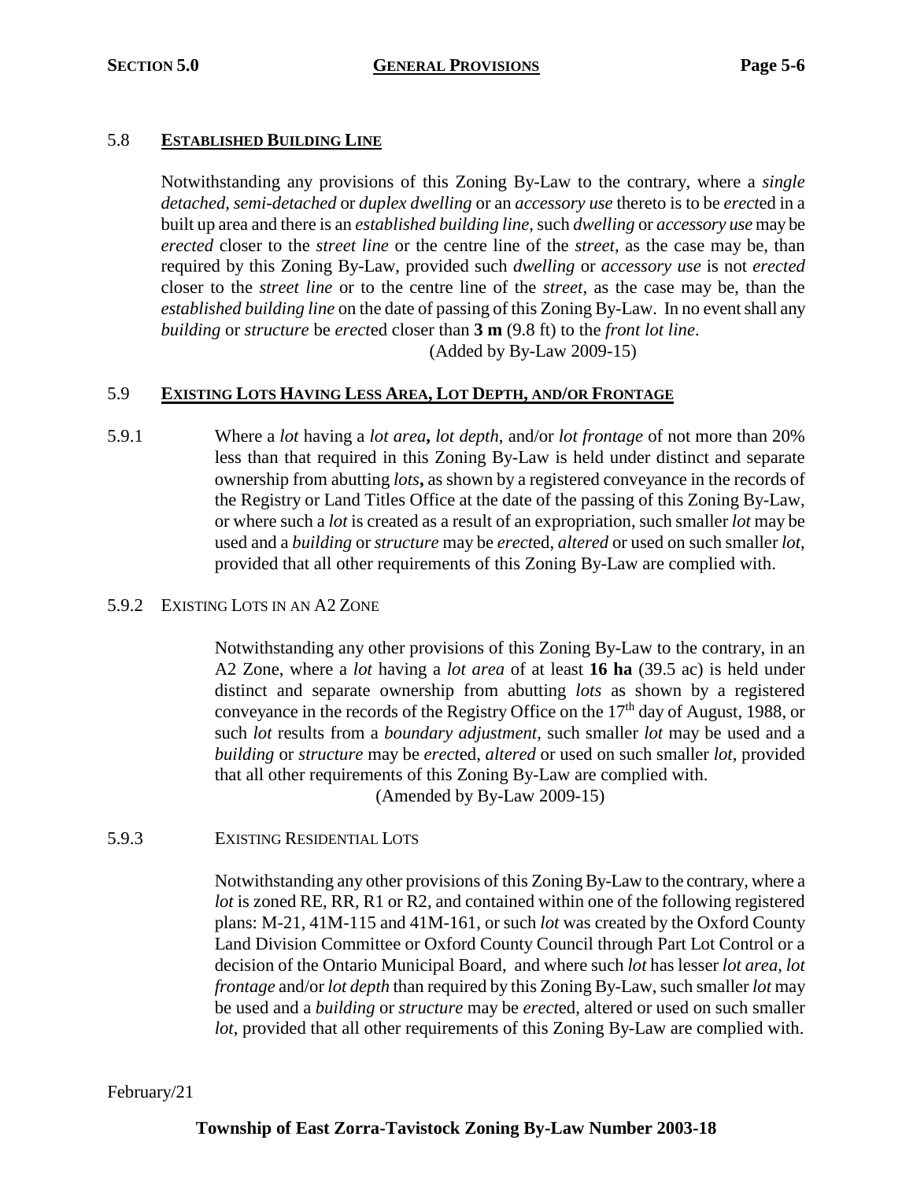### 5.8 ESTABLISHED BUILDING LINE

Notwithstanding any provisions of this Zoning By-Law to the contrary, where a *single detached*, *semi-detached* or *duplex dwelling* or an *accessory use* thereto is to be *erect*ed in a built up area and there is an *established building line*, such *dwelling* or *accessory use* may be *erected* closer to the *street line* or the centre line of the *street*, as the case may be, than required by this Zoning By-Law, provided such *dwelling* or *accessory use* is not *erected* closer to the *street line* or to the centre line of the *street*, as the case may be, than the *established building line* on the date of passing of this Zoning By-Law. In no event shall any *building* or *structure* be *erect*ed closer than **3 m** (9.8 ft) to the *front lot line*.

(Added by By-Law 2009-15)

### 5.9 EXISTING LOTS HAVING LESS AREA, LOT DEPTH, AND/OR FRONTAGE

5.9.1 Where a *lot* having a *lot area*, *lot depth*, and/or *lot frontage* of not more than 20% less than that required in this Zoning By-Law is held under distinct and separate ownership from abutting *lots*, as shown by a registered conveyance in the records of the Registry or Land Titles Office at the date of the passing of this Zoning By-Law, or where such a *lot* is created as a result of an expropriation, such smaller *lot* may be used and a *building* or *structure* may be *erect*ed, *altered* or used on such smaller *lot*, provided that all other requirements of this Zoning By-Law are complied with.

#### 5.9.2 EXISTING LOTS IN AN A2 ZONE

Notwithstanding any other provisions of this Zoning By-Law to the contrary, in an A2 Zone, where a *lot* having a *lot area* of at least **16 ha** (39.5 ac) is held under distinct and separate ownership from abutting *lots* as shown by a registered conveyance in the records of the Registry Office on the 17th day of August, 1988, or such *lot* results from a *boundary adjustment*, such smaller *lot* may be used and a *building* or *structure* may be *erect*ed, *altered* or used on such smaller *lot*, provided that all other requirements of this Zoning By-Law are complied with.

(Amended by By-Law 2009-15)

#### 5.9.3 EXISTING RESIDENTIAL LOTS

Notwithstanding any other provisions of this Zoning By-Law to the contrary, where a *lot* is zoned RE, RR, R1 or R2, and contained within one of the following registered plans: M-21, 41M-115 and 41M-161, or such *lot* was created by the Oxford County Land Division Committee or Oxford County Council through Part Lot Control or a decision of the Ontario Municipal Board, and where such *lot* has lesser *lot area*, *lot frontage* and/or *lot depth* than required by this Zoning By-Law, such smaller *lot* may be used and a *building* or *structure* may be *erect*ed, altered or used on such smaller *lot*, provided that all other requirements of this Zoning By-Law are complied with.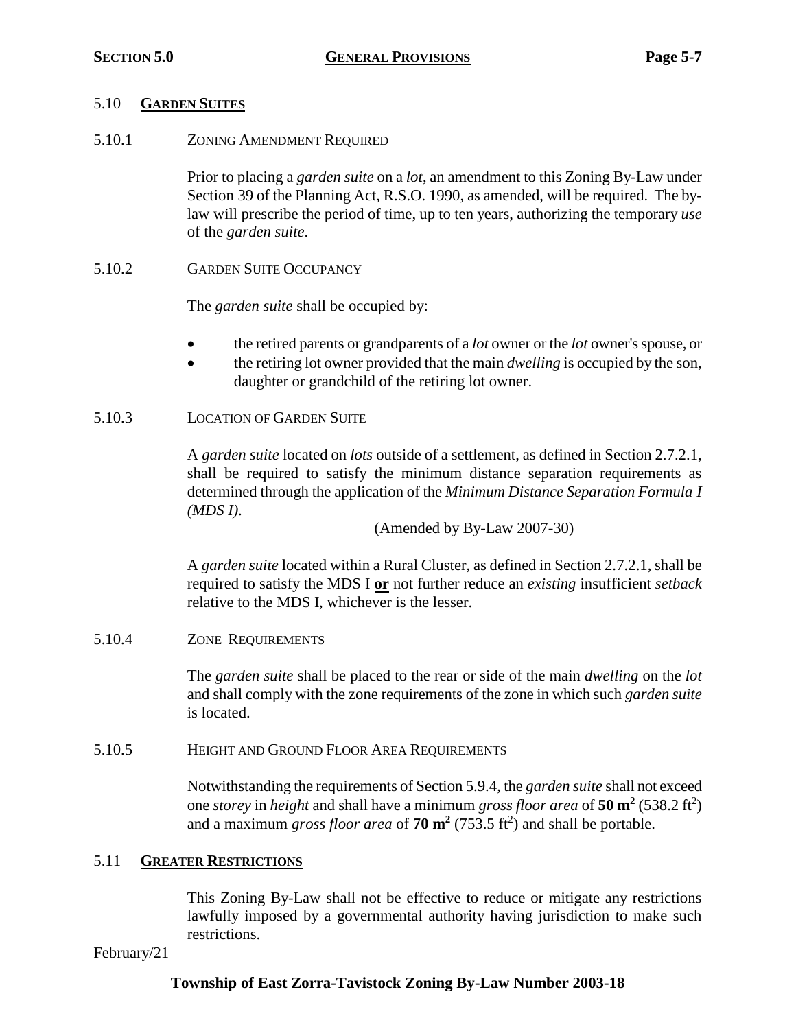## 5.10 **GARDEN SUITES**

### 5.10.1 ZONING AMENDMENT REQUIRED

Prior to placing a *garden suite* on a *lot*, an amendment to this Zoning By-Law under Section 39 of the Planning Act, R.S.O. 1990, as amended, will be required. The by-law will prescribe the period of time, up to ten years, authorizing the temporary *use* of the *garden suite*.

### 5.10.2 GARDEN SUITE OCCUPANCY

The *garden suite* shall be occupied by:

- the retired parents or grandparents of a *lot* owner or the *lot* owner's spouse, or
- the retiring lot owner provided that the main *dwelling* is occupied by the son, daughter or grandchild of the retiring lot owner.

### 5.10.3 LOCATION OF GARDEN SUITE

A *garden suite* located on *lots* outside of a settlement, as defined in Section 2.7.2.1, shall be required to satisfy the minimum distance separation requirements as determined through the application of the *Minimum Distance Separation Formula I (MDS I)*.

(Amended by By-Law 2007-30)

A *garden suite* located within a Rural Cluster, as defined in Section 2.7.2.1, shall be required to satisfy the MDS I **or** not further reduce an *existing* insufficient *setback* relative to the MDS I, whichever is the lesser.

### 5.10.4 ZONE REQUIREMENTS

The *garden suite* shall be placed to the rear or side of the main *dwelling* on the *lot* and shall comply with the zone requirements of the zone in which such *garden suite* is located.

### 5.10.5 HEIGHT AND GROUND FLOOR AREA REQUIREMENTS

Notwithstanding the requirements of Section 5.9.4, the *garden suite* shall not exceed one *storey* in *height* and shall have a minimum *gross floor area* of **50 m$^2$** (538.2 ft$^2$) and a maximum *gross floor area* of **70 m$^2$** (753.5 ft$^2$) and shall be portable.

## 5.11 **GREATER RESTRICTIONS**

This Zoning By-Law shall not be effective to reduce or mitigate any restrictions lawfully imposed by a governmental authority having jurisdiction to make such restrictions.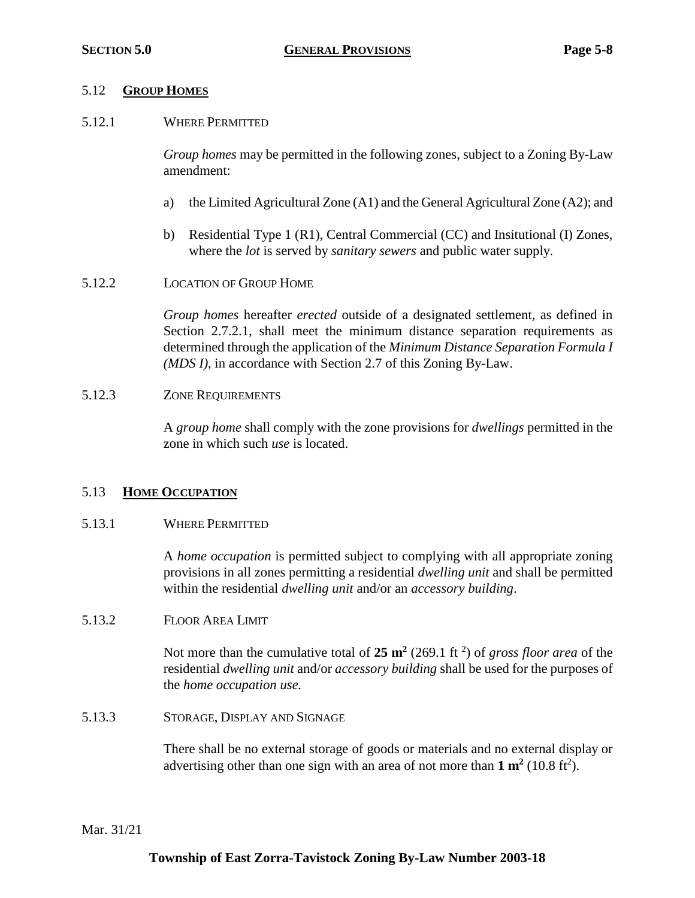## 5.12 **GROUP HOMES**

### 5.12.1 WHERE PERMITTED

*Group homes* may be permitted in the following zones, subject to a Zoning By-Law amendment:

a) the Limited Agricultural Zone (A1) and the General Agricultural Zone (A2); and

b) Residential Type 1 (R1), Central Commercial (CC) and Insitutional (I) Zones, where the *lot* is served by *sanitary sewers* and public water supply.

### 5.12.2 LOCATION OF GROUP HOME

*Group homes* hereafter *erected* outside of a designated settlement, as defined in Section 2.7.2.1, shall meet the minimum distance separation requirements as determined through the application of the *Minimum Distance Separation Formula I (MDS I)*, in accordance with Section 2.7 of this Zoning By-Law.

### 5.12.3 ZONE REQUIREMENTS

A *group home* shall comply with the zone provisions for *dwellings* permitted in the zone in which such *use* is located.

## 5.13 **HOME OCCUPATION**

### 5.13.1 WHERE PERMITTED

A *home occupation* is permitted subject to complying with all appropriate zoning provisions in all zones permitting a residential *dwelling unit* and shall be permitted within the residential *dwelling unit* and/or an *accessory building*.

### 5.13.2 FLOOR AREA LIMIT

Not more than the cumulative total of **25 m²** (269.1 ft ²) of *gross floor area* of the residential *dwelling unit* and/or *accessory building* shall be used for the purposes of the *home occupation use.*

### 5.13.3 STORAGE, DISPLAY AND SIGNAGE

There shall be no external storage of goods or materials and no external display or advertising other than one sign with an area of not more than **1 m²** (10.8 ft²).

Mar. 31/21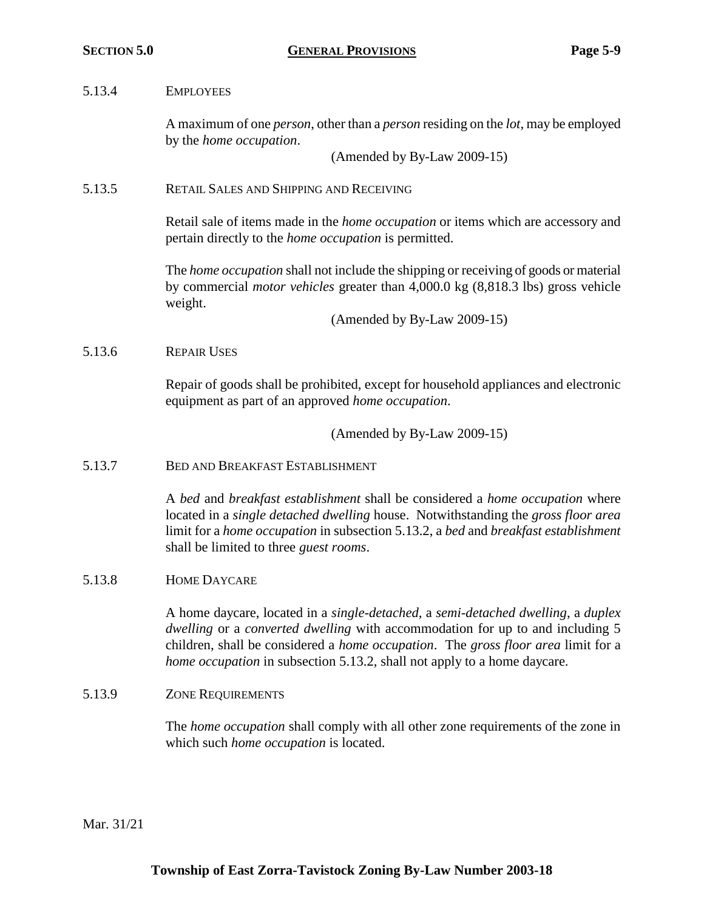#### 5.13.4 EMPLOYEES

A maximum of one *person*, other than a *person* residing on the *lot*, may be employed by the *home occupation*.

(Amended by By-Law 2009-15)

#### 5.13.5 RETAIL SALES AND SHIPPING AND RECEIVING

Retail sale of items made in the *home occupation* or items which are accessory and pertain directly to the *home occupation* is permitted.

The *home occupation* shall not include the shipping or receiving of goods or material by commercial *motor vehicles* greater than 4,000.0 kg (8,818.3 lbs) gross vehicle weight.

(Amended by By-Law 2009-15)

#### 5.13.6 REPAIR USES

Repair of goods shall be prohibited, except for household appliances and electronic equipment as part of an approved *home occupation*.

(Amended by By-Law 2009-15)

#### 5.13.7 BED AND BREAKFAST ESTABLISHMENT

A *bed* and *breakfast establishment* shall be considered a *home occupation* where located in a *single detached dwelling* house. Notwithstanding the *gross floor area* limit for a *home occupation* in subsection 5.13.2, a *bed* and *breakfast establishment* shall be limited to three *guest rooms*.

#### 5.13.8 HOME DAYCARE

A home daycare, located in a *single-detached*, a *semi-detached dwelling*, a *duplex dwelling* or a *converted dwelling* with accommodation for up to and including 5 children, shall be considered a *home occupation*. The *gross floor area* limit for a *home occupation* in subsection 5.13.2, shall not apply to a home daycare.

#### 5.13.9 ZONE REQUIREMENTS

The *home occupation* shall comply with all other zone requirements of the zone in which such *home occupation* is located.

Mar. 31/21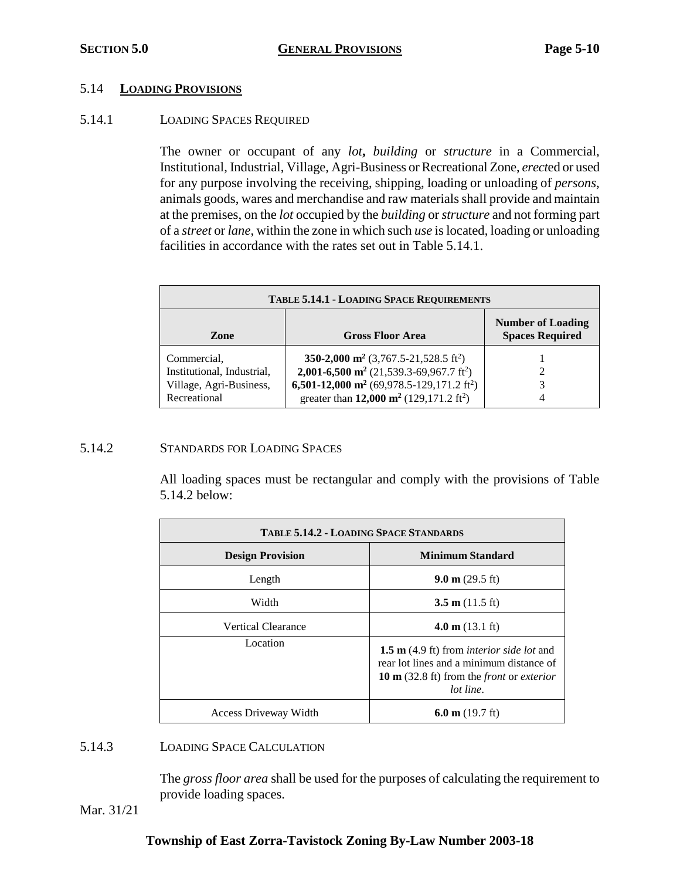## 5.14 LOADING PROVISIONS

### 5.14.1 LOADING SPACES REQUIRED

The owner or occupant of any *lot*, *building* or *structure* in a Commercial, Institutional, Industrial, Village, Agri-Business or Recreational Zone, *erect*ed or used for any purpose involving the receiving, shipping, loading or unloading of *persons*, animals goods, wares and merchandise and raw materials shall provide and maintain at the premises, on the *lot* occupied by the *building* or *structure* and not forming part of a *street* or *lane*, within the zone in which such *use* is located, loading or unloading facilities in accordance with the rates set out in Table 5.14.1.

| TABLE 5.14.1 - LOADING SPACE REQUIREMENTS | | |
|---|---|---|
| **Zone** | **Gross Floor Area** | **Number of Loading Spaces Required** |
| Commercial, Institutional, Industrial, Village, Agri-Business, Recreational | **350-2,000 m$^2$** (3,767.5-21,528.5 ft$^2$) | 1 |
| | **2,001-6,500 m$^2$** (21,539.3-69,967.7 ft$^2$) | 2 |
| | **6,501-12,000 m$^2$** (69,978.5-129,171.2 ft$^2$) | 3 |
| | greater than **12,000 m$^2$** (129,171.2 ft$^2$) | 4 |

### 5.14.2 STANDARDS FOR LOADING SPACES

All loading spaces must be rectangular and comply with the provisions of Table 5.14.2 below:

| TABLE 5.14.2 - LOADING SPACE STANDARDS | |
|---|---|
| **Design Provision** | **Minimum Standard** |
| Length | **9.0 m** (29.5 ft) |
| Width | **3.5 m** (11.5 ft) |
| Vertical Clearance | **4.0 m** (13.1 ft) |
| Location | **1.5 m** (4.9 ft) from *interior side lot* and rear lot lines and a minimum distance of **10 m** (32.8 ft) from the *front* or *exterior lot line*. |
| Access Driveway Width | **6.0 m** (19.7 ft) |

### 5.14.3 LOADING SPACE CALCULATION

The *gross floor area* shall be used for the purposes of calculating the requirement to provide loading spaces.

Mar. 31/21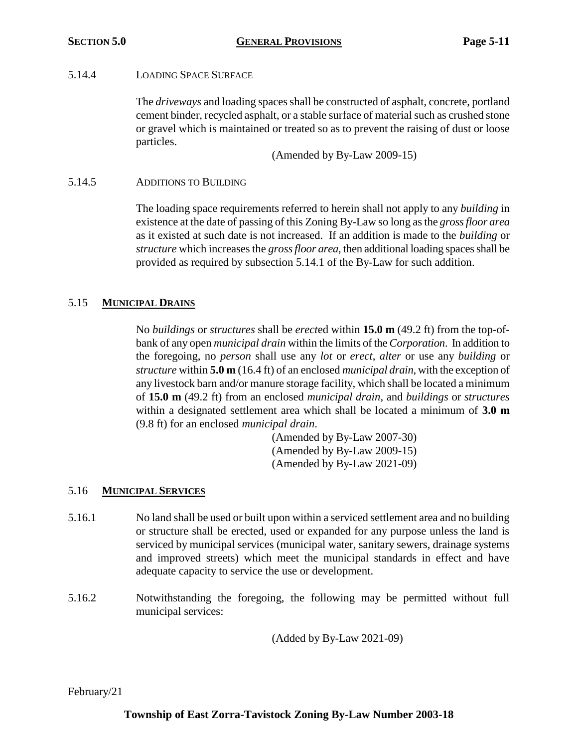5.14.4 LOADING SPACE SURFACE

The *driveways* and loading spaces shall be constructed of asphalt, concrete, portland cement binder, recycled asphalt, or a stable surface of material such as crushed stone or gravel which is maintained or treated so as to prevent the raising of dust or loose particles.

(Amended by By-Law 2009-15)

5.14.5 ADDITIONS TO BUILDING

The loading space requirements referred to herein shall not apply to any *building* in existence at the date of passing of this Zoning By-Law so long as the *gross floor area* as it existed at such date is not increased. If an addition is made to the *building* or *structure* which increases the *gross floor area*, then additional loading spaces shall be provided as required by subsection 5.14.1 of the By-Law for such addition.

## 5.15 **MUNICIPAL DRAINS**

No *buildings* or *structures* shall be *erect*ed within **15.0 m** (49.2 ft) from the top-of-bank of any open *municipal drain* within the limits of the *Corporation*. In addition to the foregoing, no *person* shall use any *lot* or *erect*, *alter* or use any *building* or *structure* within **5.0 m** (16.4 ft) of an enclosed *municipal drain*, with the exception of any livestock barn and/or manure storage facility, which shall be located a minimum of **15.0 m** (49.2 ft) from an enclosed *municipal drain*, and *buildings* or *structures* within a designated settlement area which shall be located a minimum of **3.0 m** (9.8 ft) for an enclosed *municipal drain*.

(Amended by By-Law 2007-30)
(Amended by By-Law 2009-15)
(Amended by By-Law 2021-09)

## 5.16 **MUNICIPAL SERVICES**

5.16.1 No land shall be used or built upon within a serviced settlement area and no building or structure shall be erected, used or expanded for any purpose unless the land is serviced by municipal services (municipal water, sanitary sewers, drainage systems and improved streets) which meet the municipal standards in effect and have adequate capacity to service the use or development.

5.16.2 Notwithstanding the foregoing, the following may be permitted without full municipal services:

(Added by By-Law 2021-09)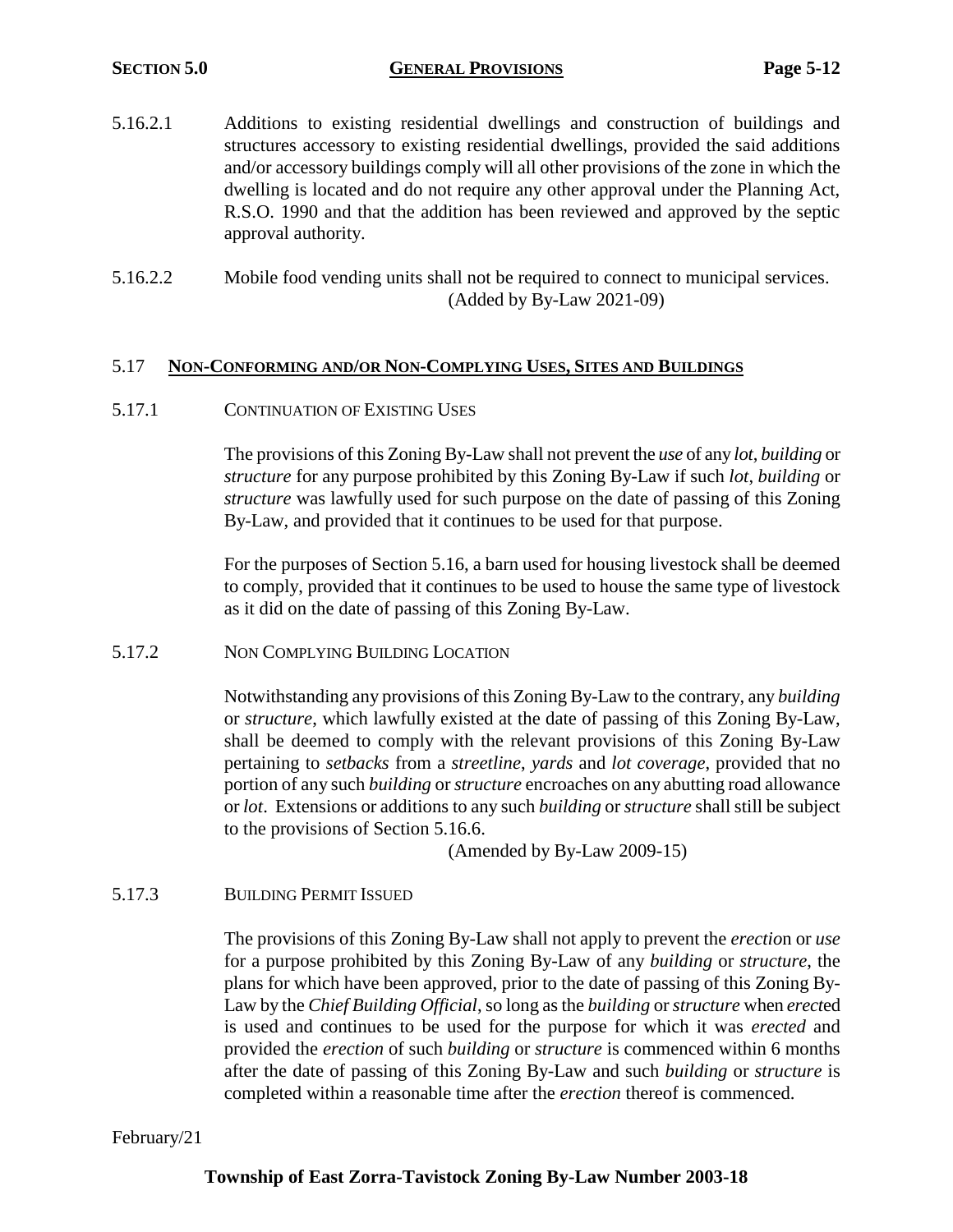5.16.2.1 Additions to existing residential dwellings and construction of buildings and structures accessory to existing residential dwellings, provided the said additions and/or accessory buildings comply will all other provisions of the zone in which the dwelling is located and do not require any other approval under the Planning Act, R.S.O. 1990 and that the addition has been reviewed and approved by the septic approval authority.

5.16.2.2 Mobile food vending units shall not be required to connect to municipal services.

(Added by By-Law 2021-09)

## 5.17 NON-CONFORMING AND/OR NON-COMPLYING USES, SITES AND BUILDINGS

### 5.17.1 CONTINUATION OF EXISTING USES

The provisions of this Zoning By-Law shall not prevent the *use* of any *lot, building* or *structure* for any purpose prohibited by this Zoning By-Law if such *lot*, *building* or *structure* was lawfully used for such purpose on the date of passing of this Zoning By-Law, and provided that it continues to be used for that purpose.

For the purposes of Section 5.16, a barn used for housing livestock shall be deemed to comply, provided that it continues to be used to house the same type of livestock as it did on the date of passing of this Zoning By-Law.

### 5.17.2 NON COMPLYING BUILDING LOCATION

Notwithstanding any provisions of this Zoning By-Law to the contrary, any *building* or *structure*, which lawfully existed at the date of passing of this Zoning By-Law, shall be deemed to comply with the relevant provisions of this Zoning By-Law pertaining to *setbacks* from a *streetline*, *yards* and *lot coverage*, provided that no portion of any such *building* or *structure* encroaches on any abutting road allowance or *lot*. Extensions or additions to any such *building* or *structure* shall still be subject to the provisions of Section 5.16.6.

(Amended by By-Law 2009-15)

### 5.17.3 BUILDING PERMIT ISSUED

The provisions of this Zoning By-Law shall not apply to prevent the *erection* or *use* for a purpose prohibited by this Zoning By-Law of any *building* or *structure*, the plans for which have been approved, prior to the date of passing of this Zoning By-Law by the *Chief Building Official*, so long as the *building* or *structure* when *erect*ed is used and continues to be used for the purpose for which it was *erected* and provided the *erection* of such *building* or *structure* is commenced within 6 months after the date of passing of this Zoning By-Law and such *building* or *structure* is completed within a reasonable time after the *erection* thereof is commenced.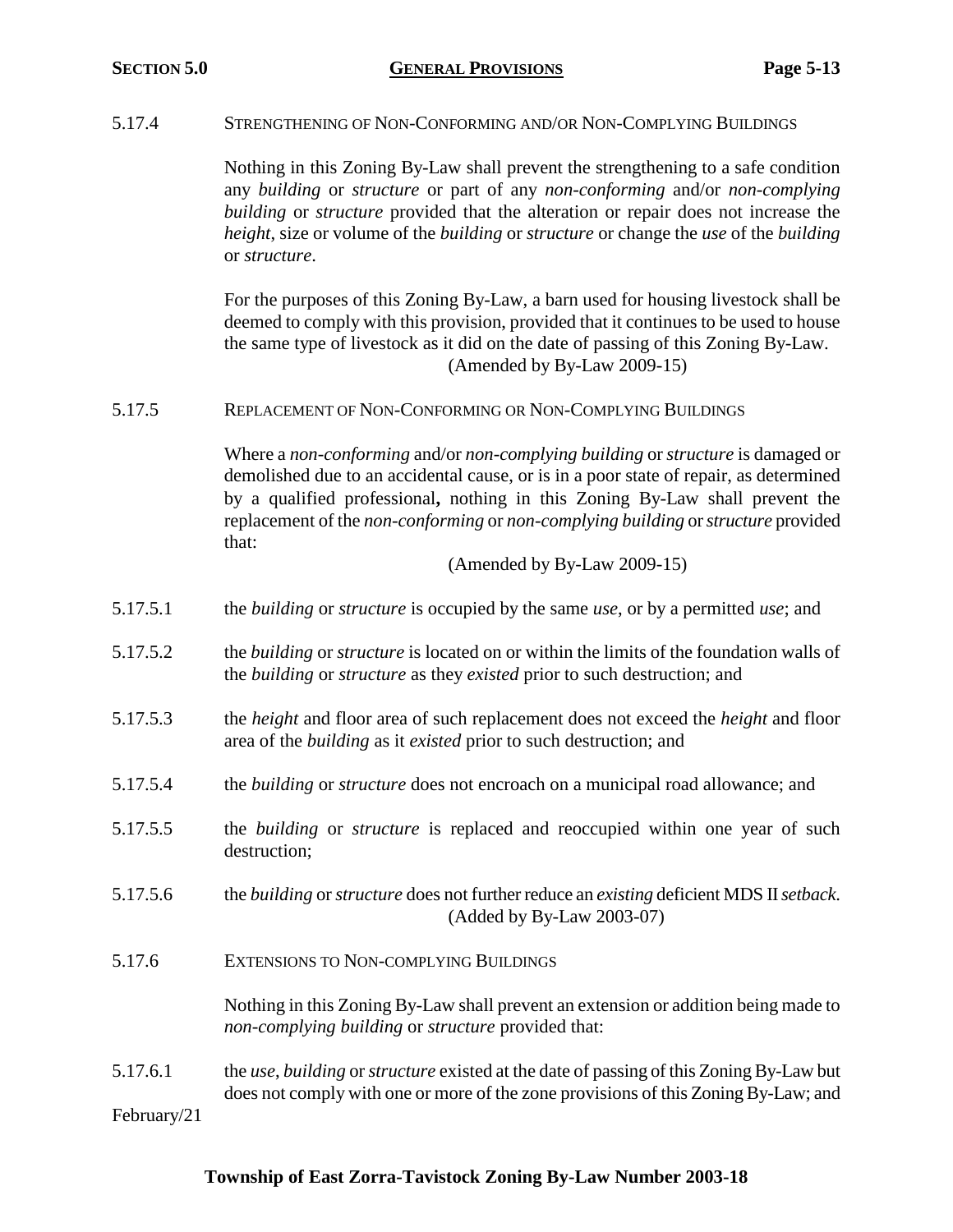5.17.4 STRENGTHENING OF NON-CONFORMING AND/OR NON-COMPLYING BUILDINGS

Nothing in this Zoning By-Law shall prevent the strengthening to a safe condition any *building* or *structure* or part of any *non-conforming* and/or *non-complying building* or *structure* provided that the alteration or repair does not increase the *height*, size or volume of the *building* or *structure* or change the *use* of the *building* or *structure*.

For the purposes of this Zoning By-Law, a barn used for housing livestock shall be deemed to comply with this provision, provided that it continues to be used to house the same type of livestock as it did on the date of passing of this Zoning By-Law.
(Amended by By-Law 2009-15)

5.17.5 REPLACEMENT OF NON-CONFORMING OR NON-COMPLYING BUILDINGS

Where a *non-conforming* and/or *non-complying building* or *structure* is damaged or demolished due to an accidental cause, or is in a poor state of repair, as determined by a qualified professional**,** nothing in this Zoning By-Law shall prevent the replacement of the *non-conforming* or *non-complying building* or *structure* provided that:
(Amended by By-Law 2009-15)

5.17.5.1 the *building* or *structure* is occupied by the same *use*, or by a permitted *use*; and

5.17.5.2 the *building* or *structure* is located on or within the limits of the foundation walls of the *building* or *structure* as they *existed* prior to such destruction; and

5.17.5.3 the *height* and floor area of such replacement does not exceed the *height* and floor area of the *building* as it *existed* prior to such destruction; and

5.17.5.4 the *building* or *structure* does not encroach on a municipal road allowance; and

5.17.5.5 the *building* or *structure* is replaced and reoccupied within one year of such destruction;

5.17.5.6 the *building* or *structure* does not further reduce an *existing* deficient MDS II *setback*.
(Added by By-Law 2003-07)

5.17.6 EXTENSIONS TO NON-COMPLYING BUILDINGS

Nothing in this Zoning By-Law shall prevent an extension or addition being made to *non-complying building* or *structure* provided that:

5.17.6.1 the *use*, *building* or *structure* existed at the date of passing of this Zoning By-Law but does not comply with one or more of the zone provisions of this Zoning By-Law; and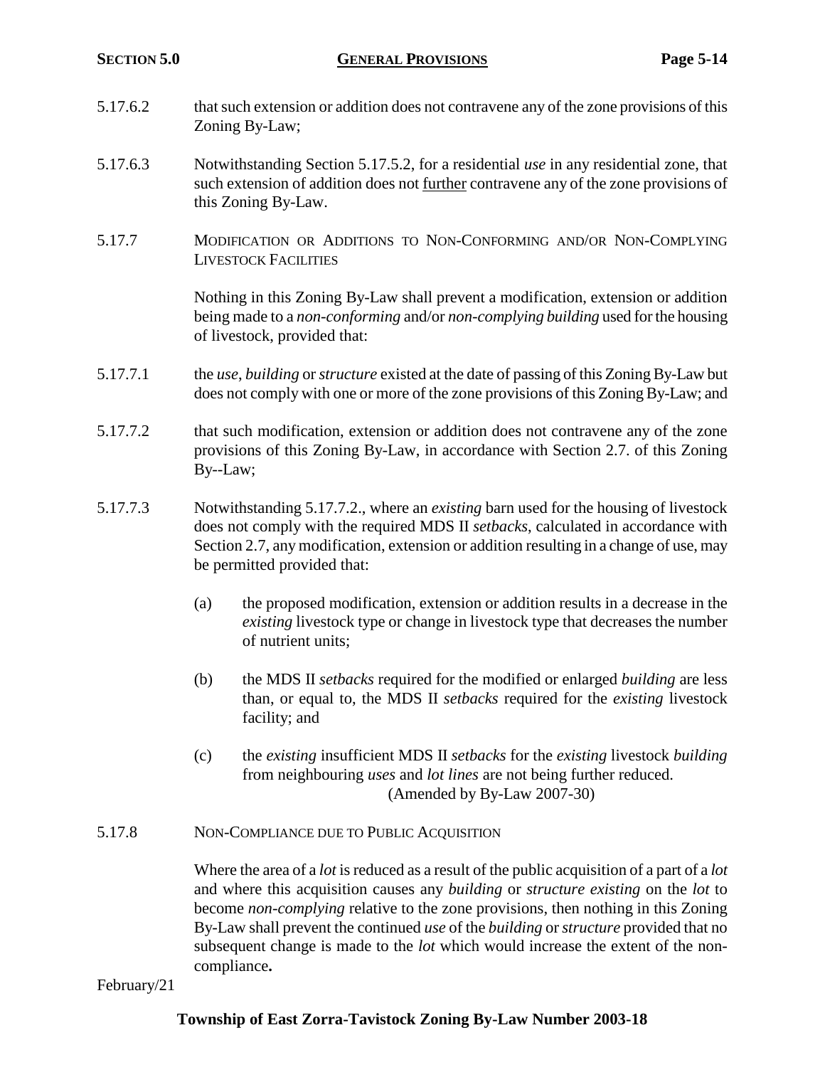5.17.6.2 that such extension or addition does not contravene any of the zone provisions of this Zoning By-Law;

5.17.6.3 Notwithstanding Section 5.17.5.2, for a residential *use* in any residential zone, that such extension of addition does not <u>further</u> contravene any of the zone provisions of this Zoning By-Law.

5.17.7 MODIFICATION OR ADDITIONS TO NON-CONFORMING AND/OR NON-COMPLYING LIVESTOCK FACILITIES

Nothing in this Zoning By-Law shall prevent a modification, extension or addition being made to a *non-conforming* and/or *non-complying building* used for the housing of livestock, provided that:

5.17.7.1 the *use*, *building* or *structure* existed at the date of passing of this Zoning By-Law but does not comply with one or more of the zone provisions of this Zoning By-Law; and

5.17.7.2 that such modification, extension or addition does not contravene any of the zone provisions of this Zoning By-Law, in accordance with Section 2.7. of this Zoning By--Law;

5.17.7.3 Notwithstanding 5.17.7.2., where an *existing* barn used for the housing of livestock does not comply with the required MDS II *setbacks*, calculated in accordance with Section 2.7, any modification, extension or addition resulting in a change of use, may be permitted provided that:

(a) the proposed modification, extension or addition results in a decrease in the *existing* livestock type or change in livestock type that decreases the number of nutrient units;

(b) the MDS II *setbacks* required for the modified or enlarged *building* are less than, or equal to, the MDS II *setbacks* required for the *existing* livestock facility; and

(c) the *existing* insufficient MDS II *setbacks* for the *existing* livestock *building* from neighbouring *uses* and *lot lines* are not being further reduced.
(Amended by By-Law 2007-30)

5.17.8 NON-COMPLIANCE DUE TO PUBLIC ACQUISITION

Where the area of a *lot* is reduced as a result of the public acquisition of a part of a *lot* and where this acquisition causes any *building* or *structure existing* on the *lot* to become *non-complying* relative to the zone provisions, then nothing in this Zoning By-Law shall prevent the continued *use* of the *building* or *structure* provided that no subsequent change is made to the *lot* which would increase the extent of the non-compliance**.**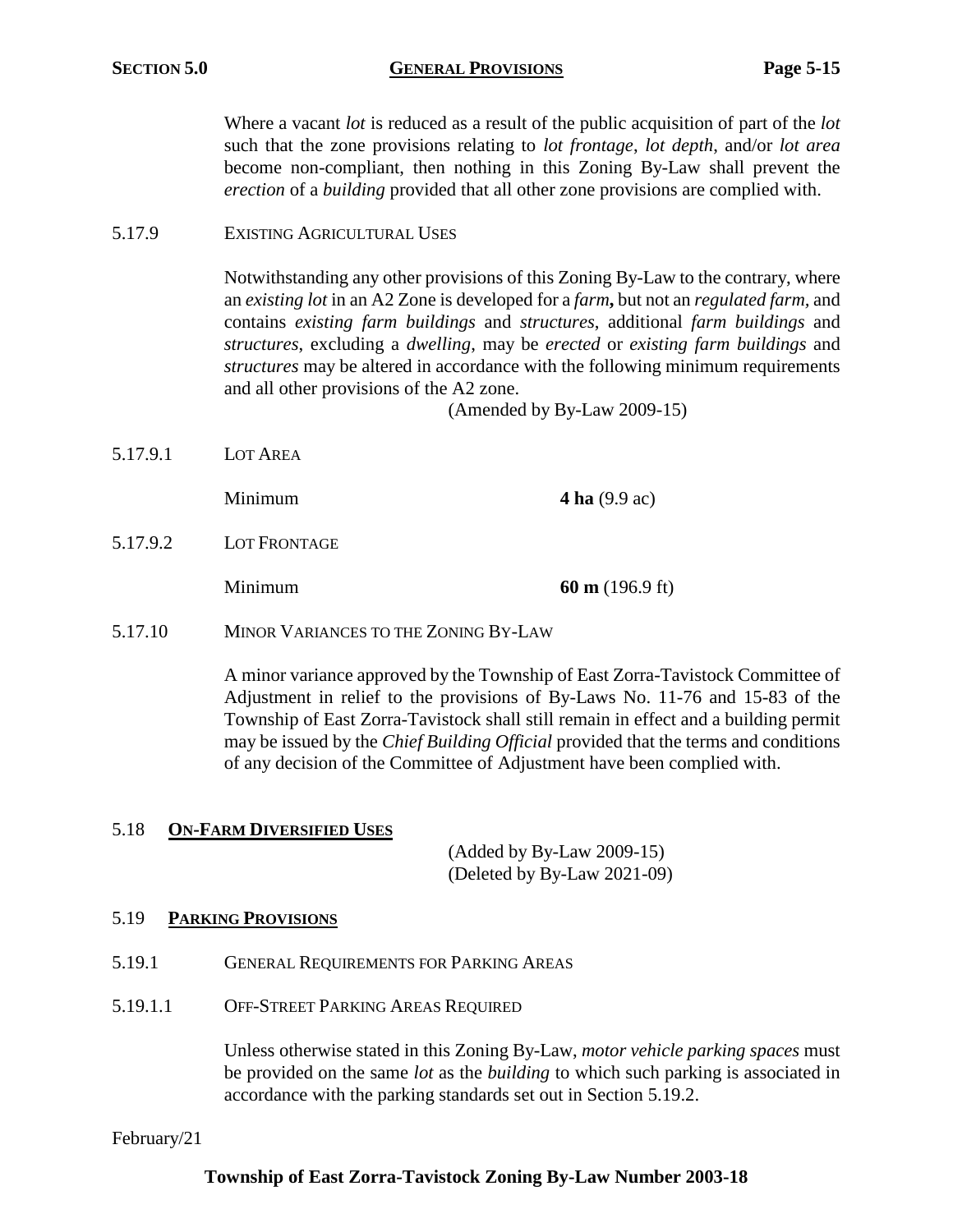Where a vacant *lot* is reduced as a result of the public acquisition of part of the *lot* such that the zone provisions relating to *lot frontage*, *lot depth*, and/or *lot area* become non-compliant, then nothing in this Zoning By-Law shall prevent the *erection* of a *building* provided that all other zone provisions are complied with.

5.17.9 EXISTING AGRICULTURAL USES

Notwithstanding any other provisions of this Zoning By-Law to the contrary, where an *existing lot* in an A2 Zone is developed for a *farm***,** but not an *regulated farm*, and contains *existing farm buildings* and *structures*, additional *farm buildings* and *structures*, excluding a *dwelling*, may be *erected* or *existing farm buildings* and *structures* may be altered in accordance with the following minimum requirements and all other provisions of the A2 zone.

(Amended by By-Law 2009-15)

5.17.9.1 LOT AREA

Minimum **4 ha** (9.9 ac)

5.17.9.2 LOT FRONTAGE

Minimum **60 m** (196.9 ft)

5.17.10 MINOR VARIANCES TO THE ZONING BY-LAW

A minor variance approved by the Township of East Zorra-Tavistock Committee of Adjustment in relief to the provisions of By-Laws No. 11-76 and 15-83 of the Township of East Zorra-Tavistock shall still remain in effect and a building permit may be issued by the *Chief Building Official* provided that the terms and conditions of any decision of the Committee of Adjustment have been complied with.

## 5.18 ON-FARM DIVERSIFIED USES

(Added by By-Law 2009-15)
(Deleted by By-Law 2021-09)

## 5.19 PARKING PROVISIONS

5.19.1 GENERAL REQUIREMENTS FOR PARKING AREAS

5.19.1.1 OFF-STREET PARKING AREAS REQUIRED

Unless otherwise stated in this Zoning By-Law, *motor vehicle parking spaces* must be provided on the same *lot* as the *building* to which such parking is associated in accordance with the parking standards set out in Section 5.19.2.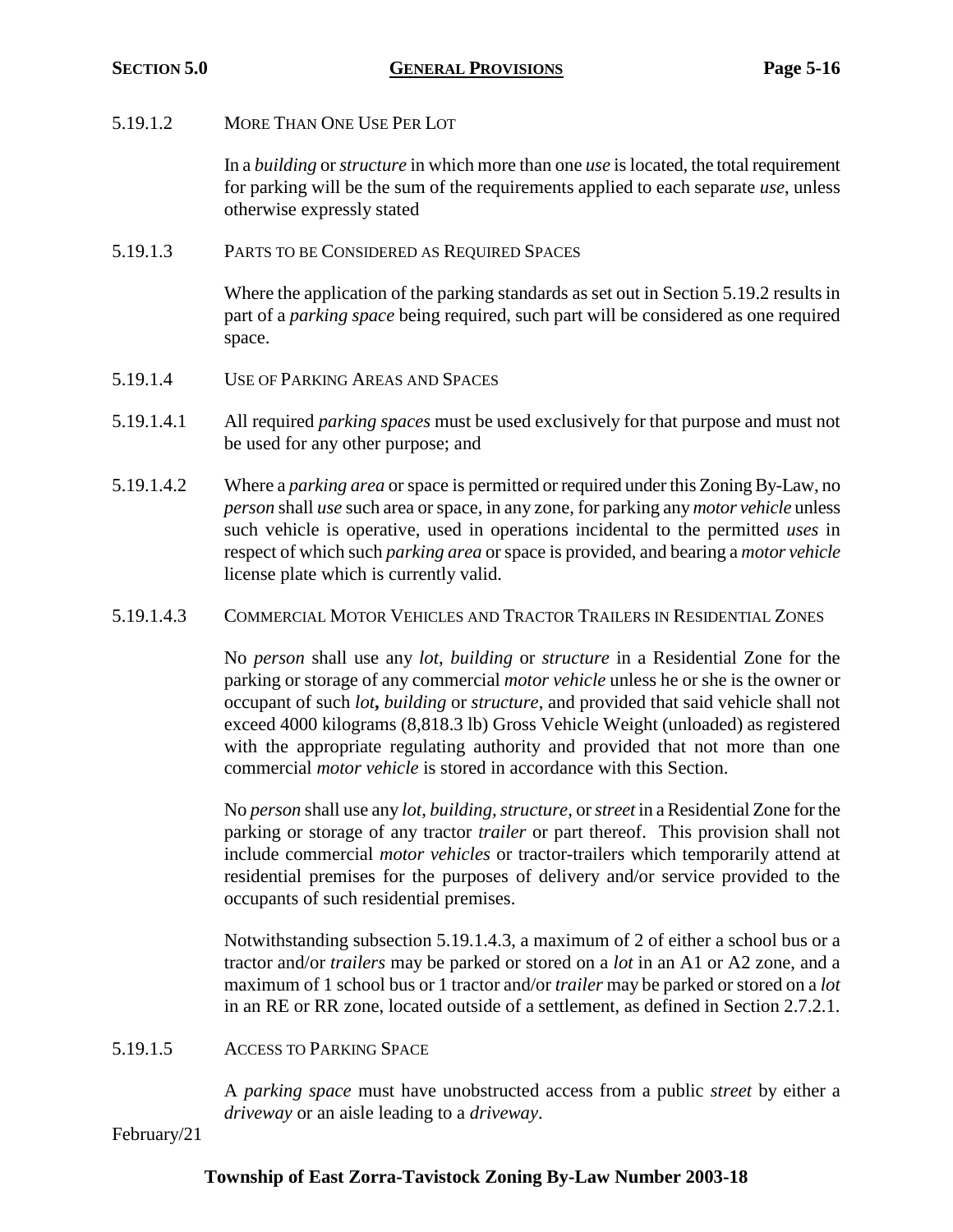5.19.1.2 MORE THAN ONE USE PER LOT

In a *building* or *structure* in which more than one *use* is located, the total requirement for parking will be the sum of the requirements applied to each separate *use*, unless otherwise expressly stated

5.19.1.3 PARTS TO BE CONSIDERED AS REQUIRED SPACES

Where the application of the parking standards as set out in Section 5.19.2 results in part of a *parking space* being required, such part will be considered as one required space.

5.19.1.4 USE OF PARKING AREAS AND SPACES

5.19.1.4.1 All required *parking spaces* must be used exclusively for that purpose and must not be used for any other purpose; and

5.19.1.4.2 Where a *parking area* or space is permitted or required under this Zoning By-Law, no *person* shall *use* such area or space, in any zone, for parking any *motor vehicle* unless such vehicle is operative, used in operations incidental to the permitted *uses* in respect of which such *parking area* or space is provided, and bearing a *motor vehicle* license plate which is currently valid.

5.19.1.4.3 COMMERCIAL MOTOR VEHICLES AND TRACTOR TRAILERS IN RESIDENTIAL ZONES

No *person* shall use any *lot*, *building* or *structure* in a Residential Zone for the parking or storage of any commercial *motor vehicle* unless he or she is the owner or occupant of such *lot***,** *building* or *structure*, and provided that said vehicle shall not exceed 4000 kilograms (8,818.3 lb) Gross Vehicle Weight (unloaded) as registered with the appropriate regulating authority and provided that not more than one commercial *motor vehicle* is stored in accordance with this Section.

No *person* shall use any *lot*, *building*, *structure*, or *street* in a Residential Zone for the parking or storage of any tractor *trailer* or part thereof. This provision shall not include commercial *motor vehicles* or tractor-trailers which temporarily attend at residential premises for the purposes of delivery and/or service provided to the occupants of such residential premises.

Notwithstanding subsection 5.19.1.4.3, a maximum of 2 of either a school bus or a tractor and/or *trailers* may be parked or stored on a *lot* in an A1 or A2 zone, and a maximum of 1 school bus or 1 tractor and/or *trailer* may be parked or stored on a *lot* in an RE or RR zone, located outside of a settlement, as defined in Section 2.7.2.1.

5.19.1.5 ACCESS TO PARKING SPACE

A *parking space* must have unobstructed access from a public *street* by either a *driveway* or an aisle leading to a *driveway*.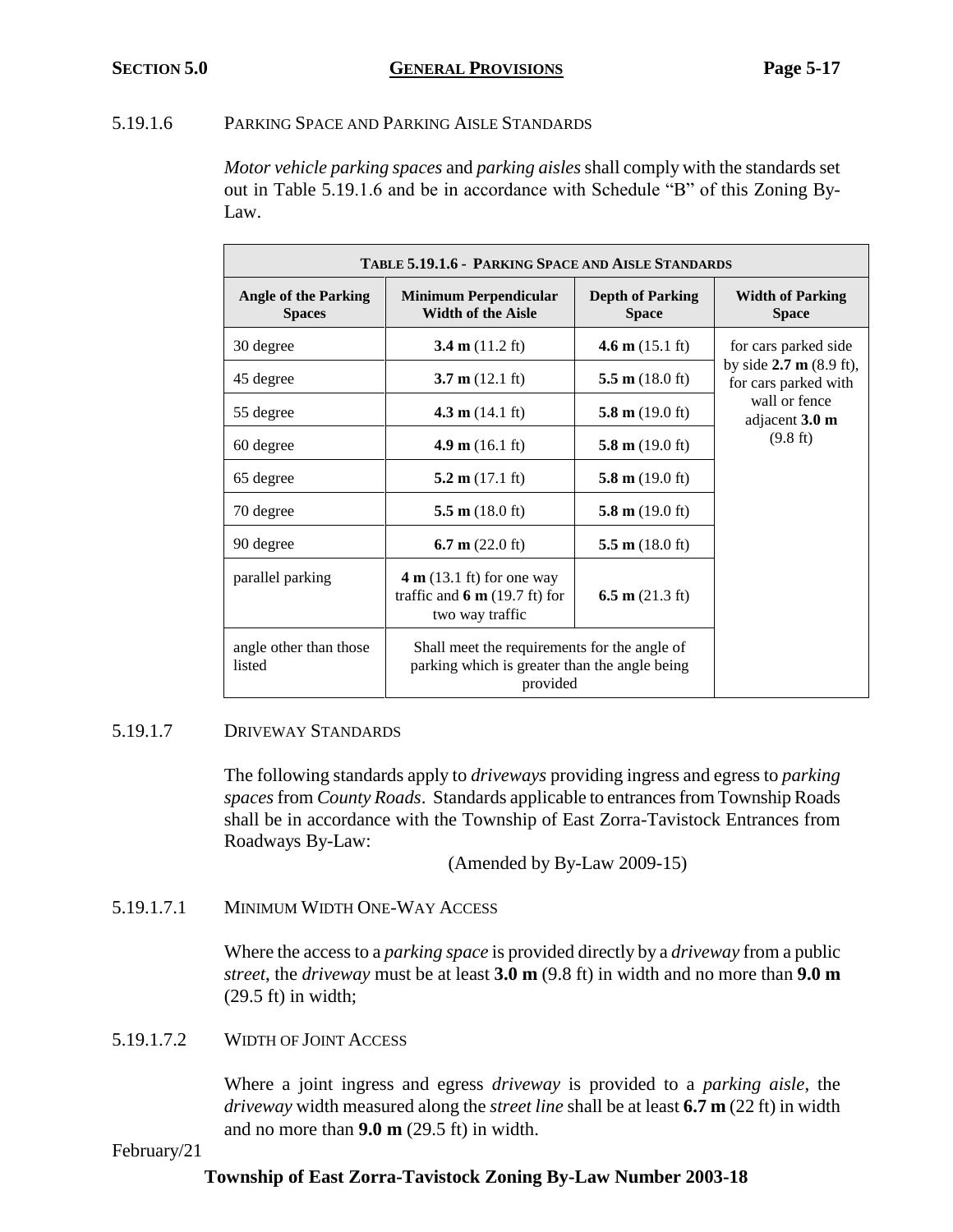5.19.1.6 PARKING SPACE AND PARKING AISLE STANDARDS

*Motor vehicle parking spaces* and *parking aisles* shall comply with the standards set out in Table 5.19.1.6 and be in accordance with Schedule "B" of this Zoning By-Law.

| **TABLE 5.19.1.6 - PARKING SPACE AND AISLE STANDARDS** | | | |
|---|---|---|---|
| **Angle of the Parking Spaces** | **Minimum Perpendicular Width of the Aisle** | **Depth of Parking Space** | **Width of Parking Space** |
| 30 degree | **3.4 m** (11.2 ft) | **4.6 m** (15.1 ft) | for cars parked side by side **2.7 m** (8.9 ft), for cars parked with wall or fence adjacent **3.0 m** (9.8 ft) |
| 45 degree | **3.7 m** (12.1 ft) | **5.5 m** (18.0 ft) | |
| 55 degree | **4.3 m** (14.1 ft) | **5.8 m** (19.0 ft) | |
| 60 degree | **4.9 m** (16.1 ft) | **5.8 m** (19.0 ft) | |
| 65 degree | **5.2 m** (17.1 ft) | **5.8 m** (19.0 ft) | |
| 70 degree | **5.5 m** (18.0 ft) | **5.8 m** (19.0 ft) | |
| 90 degree | **6.7 m** (22.0 ft) | **5.5 m** (18.0 ft) | |
| parallel parking | **4 m** (13.1 ft) for one way traffic and **6 m** (19.7 ft) for two way traffic | **6.5 m** (21.3 ft) | |
| angle other than those listed | Shall meet the requirements for the angle of parking which is greater than the angle being provided | | |

5.19.1.7 DRIVEWAY STANDARDS

The following standards apply to *driveways* providing ingress and egress to *parking spaces* from *County Roads*. Standards applicable to entrances from Township Roads shall be in accordance with the Township of East Zorra-Tavistock Entrances from Roadways By-Law:

(Amended by By-Law 2009-15)

5.19.1.7.1 MINIMUM WIDTH ONE-WAY ACCESS

Where the access to a *parking space* is provided directly by a *driveway* from a public *street*, the *driveway* must be at least **3.0 m** (9.8 ft) in width and no more than **9.0 m** (29.5 ft) in width;

5.19.1.7.2 WIDTH OF JOINT ACCESS

Where a joint ingress and egress *driveway* is provided to a *parking aisle*, the *driveway* width measured along the *street line* shall be at least **6.7 m** (22 ft) in width and no more than **9.0 m** (29.5 ft) in width.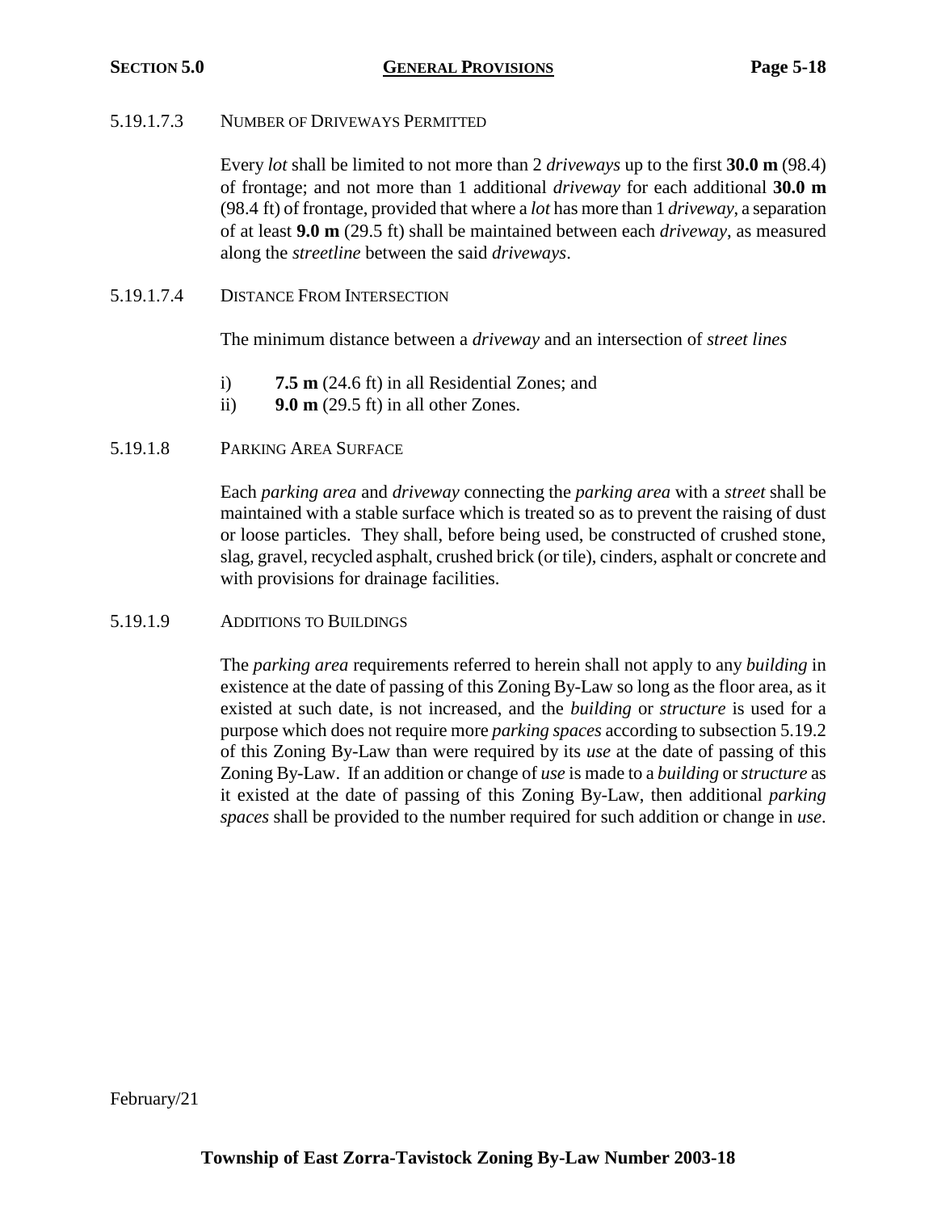5.19.1.7.3 NUMBER OF DRIVEWAYS PERMITTED

Every *lot* shall be limited to not more than 2 *driveways* up to the first **30.0 m** (98.4) of frontage; and not more than 1 additional *driveway* for each additional **30.0 m** (98.4 ft) of frontage, provided that where a *lot* has more than 1 *driveway*, a separation of at least **9.0 m** (29.5 ft) shall be maintained between each *driveway*, as measured along the *streetline* between the said *driveways*.

5.19.1.7.4 DISTANCE FROM INTERSECTION

The minimum distance between a *driveway* and an intersection of *street lines*

i) **7.5 m** (24.6 ft) in all Residential Zones; and
ii) **9.0 m** (29.5 ft) in all other Zones.

5.19.1.8 PARKING AREA SURFACE

Each *parking area* and *driveway* connecting the *parking area* with a *street* shall be maintained with a stable surface which is treated so as to prevent the raising of dust or loose particles. They shall, before being used, be constructed of crushed stone, slag, gravel, recycled asphalt, crushed brick (or tile), cinders, asphalt or concrete and with provisions for drainage facilities.

5.19.1.9 ADDITIONS TO BUILDINGS

The *parking area* requirements referred to herein shall not apply to any *building* in existence at the date of passing of this Zoning By-Law so long as the floor area, as it existed at such date, is not increased, and the *building* or *structure* is used for a purpose which does not require more *parking spaces* according to subsection 5.19.2 of this Zoning By-Law than were required by its *use* at the date of passing of this Zoning By-Law. If an addition or change of *use* is made to a *building* or *structure* as it existed at the date of passing of this Zoning By-Law, then additional *parking spaces* shall be provided to the number required for such addition or change in *use*.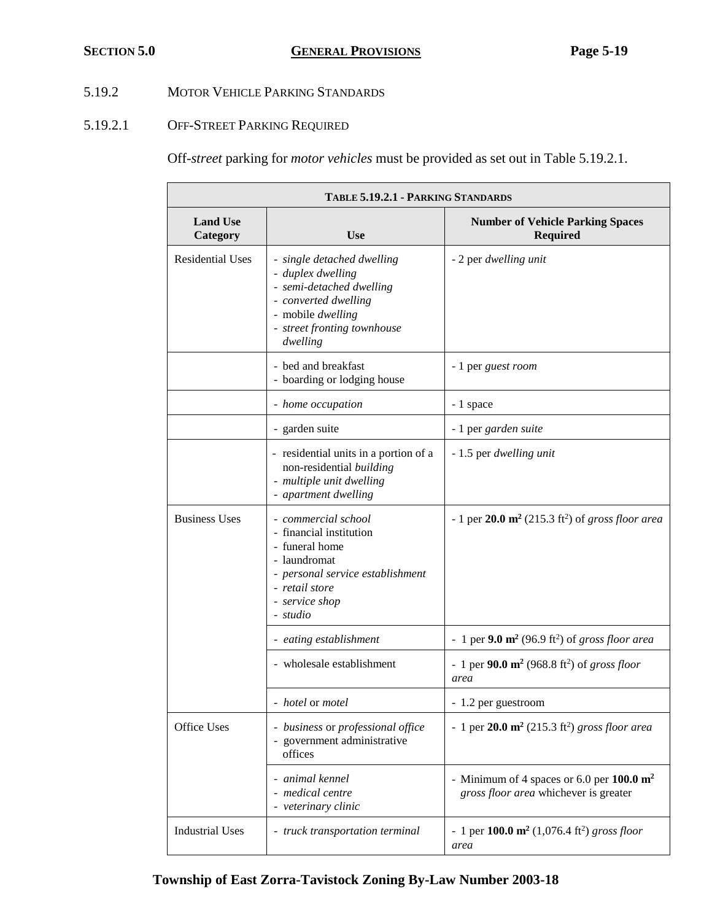## 5.19.2 MOTOR VEHICLE PARKING STANDARDS

### 5.19.2.1 OFF-STREET PARKING REQUIRED

Off-*street* parking for *motor vehicles* must be provided as set out in Table 5.19.2.1.

| **TABLE 5.19.2.1 - PARKING STANDARDS** | | |
|---|---|---|
| **Land Use Category** | **Use** | **Number of Vehicle Parking Spaces Required** |
| Residential Uses | - *single detached dwelling*<br>- *duplex dwelling*<br>- *semi-detached dwelling*<br>- *converted dwelling*<br>- mobile *dwelling*<br>- *street fronting townhouse dwelling* | - 2 per *dwelling unit* |
| | - bed and breakfast<br>- boarding or lodging house | - 1 per *guest room* |
| | - *home occupation* | - 1 space |
| | - garden suite | - 1 per *garden suite* |
| | - residential units in a portion of a non-residential *building*<br>- *multiple unit dwelling*<br>- *apartment dwelling* | - 1.5 per *dwelling unit* |
| Business Uses | - *commercial school*<br>- financial institution<br>- funeral home<br>- laundromat<br>- *personal service establishment*<br>- *retail store*<br>- *service shop*<br>- *studio* | - 1 per **20.0 m²** (215.3 ft²) of *gross floor area* |
| | - *eating establishment* | - 1 per **9.0 m²** (96.9 ft²) of *gross floor area* |
| | - wholesale establishment | - 1 per **90.0 m²** (968.8 ft²) of *gross floor area* |
| | - *hotel* or *motel* | - 1.2 per guestroom |
| Office Uses | - *business* or *professional office*<br>- government administrative offices | - 1 per **20.0 m²** (215.3 ft²) *gross floor area* |
| | - *animal kennel*<br>- *medical centre*<br>- *veterinary clinic* | - Minimum of 4 spaces or 6.0 per **100.0 m²** *gross floor area* whichever is greater |
| Industrial Uses | - *truck transportation terminal* | - 1 per **100.0 m²** (1,076.4 ft²) *gross floor area* |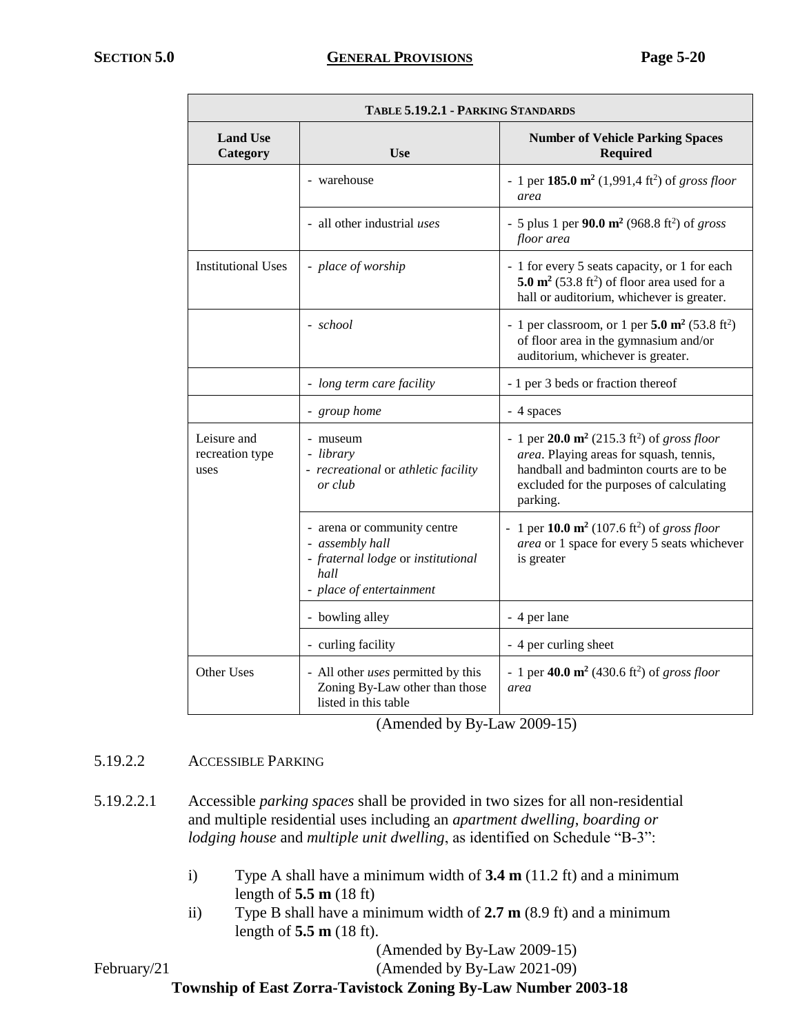| TABLE 5.19.2.1 - PARKING STANDARDS | | |
|---|---|---|
| **Land Use Category** | **Use** | **Number of Vehicle Parking Spaces Required** |
| | - warehouse | - 1 per **185.0 m$^2$** (1,991,4 ft$^2$) of *gross floor area* |
| | - all other industrial *uses* | - 5 plus 1 per **90.0 m$^2$** (968.8 ft$^2$) of *gross floor area* |
| Institutional Uses | - *place of worship* | - 1 for every 5 seats capacity, or 1 for each **5.0 m$^2$** (53.8 ft$^2$) of floor area used for a hall or auditorium, whichever is greater. |
| | - *school* | - 1 per classroom, or 1 per **5.0 m$^2$** (53.8 ft$^2$) of floor area in the gymnasium and/or auditorium, whichever is greater. |
| | - *long term care facility* | - 1 per 3 beds or fraction thereof |
| | - *group home* | - 4 spaces |
| Leisure and recreation type uses | - museum<br>- *library*<br>- *recreational* or *athletic facility or club* | - 1 per **20.0 m$^2$** (215.3 ft$^2$) of *gross floor area*. Playing areas for squash, tennis, handball and badminton courts are to be excluded for the purposes of calculating parking. |
| | - arena or community centre<br>- *assembly hall*<br>- *fraternal lodge* or *institutional hall*<br>- *place of entertainment* | - 1 per **10.0 m$^2$** (107.6 ft$^2$) of *gross floor area* or 1 space for every 5 seats whichever is greater |
| | - bowling alley | - 4 per lane |
| | - curling facility | - 4 per curling sheet |
| Other Uses | - All other *uses* permitted by this Zoning By-Law other than those listed in this table | - 1 per **40.0 m$^2$** (430.6 ft$^2$) of *gross floor area* |

(Amended by By-Law 2009-15)

5.19.2.2 ACCESSIBLE PARKING

5.19.2.2.1 Accessible *parking spaces* shall be provided in two sizes for all non-residential and multiple residential uses including an *apartment dwelling*, *boarding or lodging house* and *multiple unit dwelling*, as identified on Schedule "B-3":

i) Type A shall have a minimum width of **3.4 m** (11.2 ft) and a minimum length of **5.5 m** (18 ft)

ii) Type B shall have a minimum width of **2.7 m** (8.9 ft) and a minimum length of **5.5 m** (18 ft).

(Amended by By-Law 2009-15)

(Amended by By-Law 2021-09)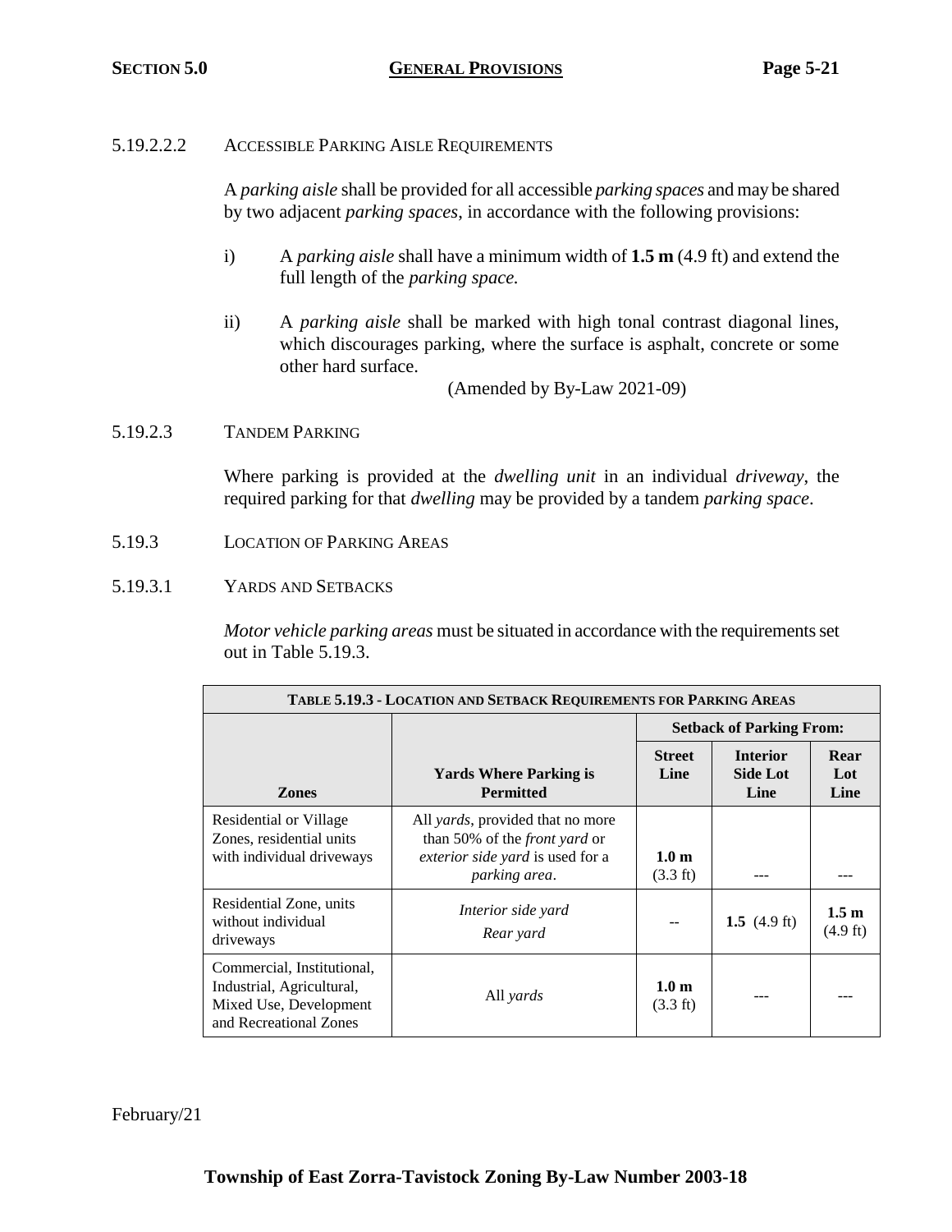#### 5.19.2.2.2 ACCESSIBLE PARKING AISLE REQUIREMENTS

A *parking aisle* shall be provided for all accessible *parking spaces* and may be shared by two adjacent *parking spaces*, in accordance with the following provisions:

i) A *parking aisle* shall have a minimum width of **1.5 m** (4.9 ft) and extend the full length of the *parking space.*

ii) A *parking aisle* shall be marked with high tonal contrast diagonal lines, which discourages parking, where the surface is asphalt, concrete or some other hard surface.

(Amended by By-Law 2021-09)

#### 5.19.2.3 TANDEM PARKING

Where parking is provided at the *dwelling unit* in an individual *driveway*, the required parking for that *dwelling* may be provided by a tandem *parking space*.

### 5.19.3 LOCATION OF PARKING AREAS

#### 5.19.3.1 YARDS AND SETBACKS

*Motor vehicle parking areas* must be situated in accordance with the requirements set out in Table 5.19.3.

| TABLE 5.19.3 - LOCATION AND SETBACK REQUIREMENTS FOR PARKING AREAS | | | | |
|---|---|---|---|---|
| | | **Setback of Parking From:** | | |
| **Zones** | **Yards Where Parking is Permitted** | **Street Line** | **Interior Side Lot Line** | **Rear Lot Line** |
| Residential or Village Zones, residential units with individual driveways | All *yards*, provided that no more than 50% of the *front yard* or *exterior side yard* is used for a *parking area*. | **1.0 m** (3.3 ft) | --- | --- |
| Residential Zone, units without individual driveways | *Interior side yard* *Rear yard* | -- | **1.5** (4.9 ft) | **1.5 m** (4.9 ft) |
| Commercial, Institutional, Industrial, Agricultural, Mixed Use, Development and Recreational Zones | All *yards* | **1.0 m** (3.3 ft) | --- | --- |

February/21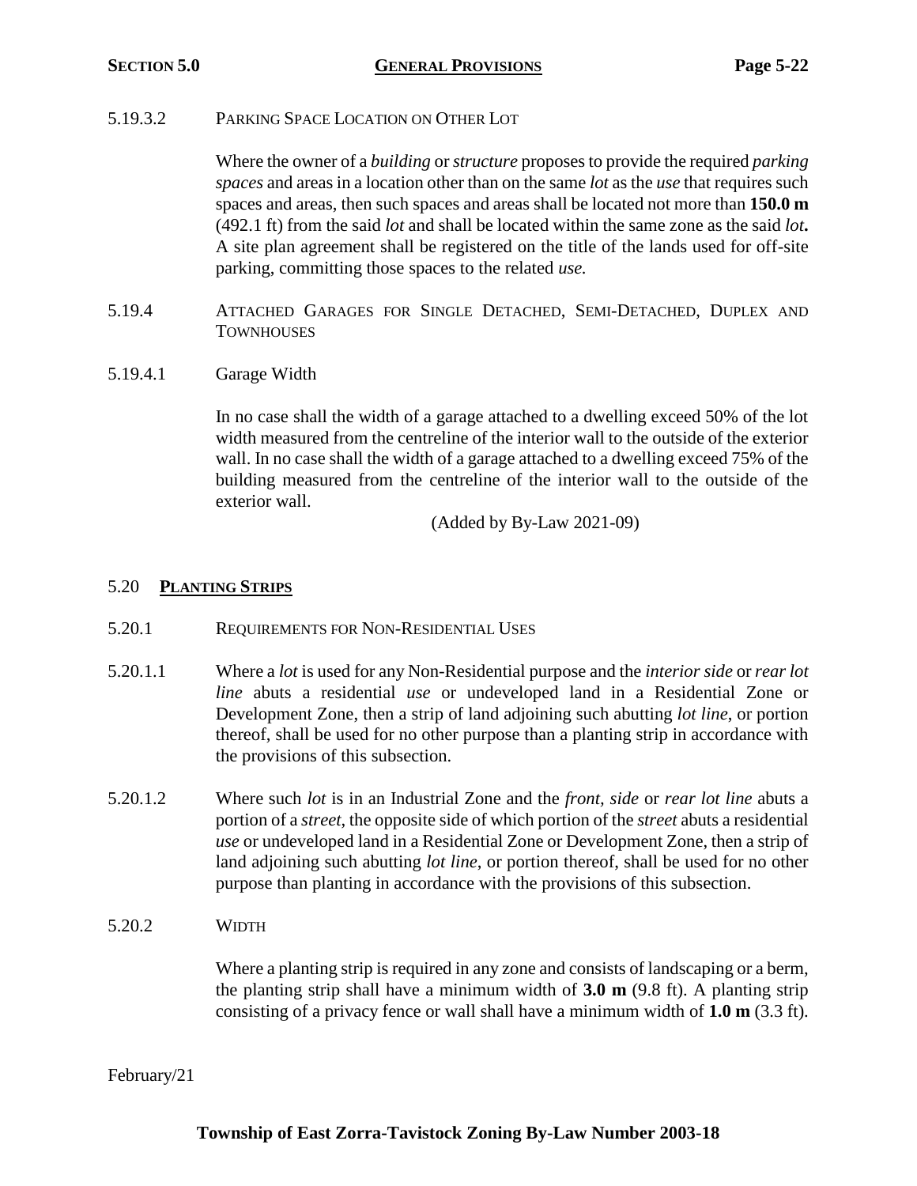5.19.3.2 PARKING SPACE LOCATION ON OTHER LOT

Where the owner of a *building* or *structure* proposes to provide the required *parking spaces* and areas in a location other than on the same *lot* as the *use* that requires such spaces and areas, then such spaces and areas shall be located not more than **150.0 m** (492.1 ft) from the said *lot* and shall be located within the same zone as the said *lot*. A site plan agreement shall be registered on the title of the lands used for off-site parking, committing those spaces to the related *use.*

5.19.4 ATTACHED GARAGES FOR SINGLE DETACHED, SEMI-DETACHED, DUPLEX AND TOWNHOUSES

5.19.4.1 Garage Width

In no case shall the width of a garage attached to a dwelling exceed 50% of the lot width measured from the centreline of the interior wall to the outside of the exterior wall. In no case shall the width of a garage attached to a dwelling exceed 75% of the building measured from the centreline of the interior wall to the outside of the exterior wall.

(Added by By-Law 2021-09)

## 5.20 PLANTING STRIPS

5.20.1 REQUIREMENTS FOR NON-RESIDENTIAL USES

5.20.1.1 Where a *lot* is used for any Non-Residential purpose and the *interior side* or *rear lot line* abuts a residential *use* or undeveloped land in a Residential Zone or Development Zone, then a strip of land adjoining such abutting *lot line*, or portion thereof, shall be used for no other purpose than a planting strip in accordance with the provisions of this subsection.

5.20.1.2 Where such *lot* is in an Industrial Zone and the *front, side* or *rear lot line* abuts a portion of a *street*, the opposite side of which portion of the *street* abuts a residential *use* or undeveloped land in a Residential Zone or Development Zone, then a strip of land adjoining such abutting *lot line*, or portion thereof, shall be used for no other purpose than planting in accordance with the provisions of this subsection.

5.20.2 WIDTH

Where a planting strip is required in any zone and consists of landscaping or a berm, the planting strip shall have a minimum width of **3.0 m** (9.8 ft). A planting strip consisting of a privacy fence or wall shall have a minimum width of **1.0 m** (3.3 ft).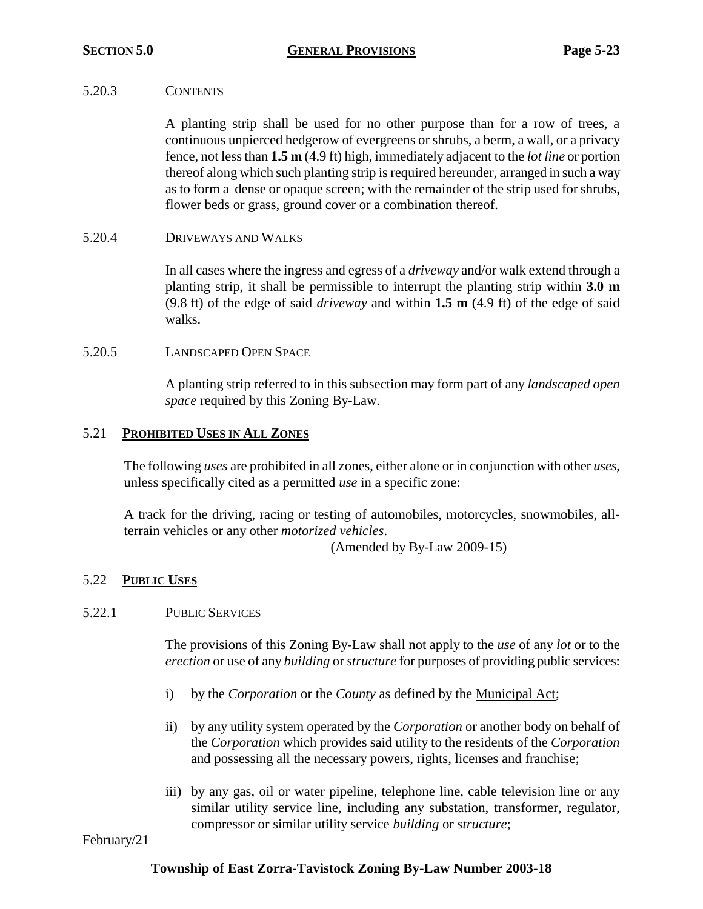#### 5.20.3 CONTENTS

A planting strip shall be used for no other purpose than for a row of trees, a continuous unpierced hedgerow of evergreens or shrubs, a berm, a wall, or a privacy fence, not less than **1.5 m** (4.9 ft) high, immediately adjacent to the *lot line* or portion thereof along which such planting strip is required hereunder, arranged in such a way as to form a dense or opaque screen; with the remainder of the strip used for shrubs, flower beds or grass, ground cover or a combination thereof.

#### 5.20.4 DRIVEWAYS AND WALKS

In all cases where the ingress and egress of a *driveway* and/or walk extend through a planting strip, it shall be permissible to interrupt the planting strip within **3.0 m** (9.8 ft) of the edge of said *driveway* and within **1.5 m** (4.9 ft) of the edge of said walks.

#### 5.20.5 LANDSCAPED OPEN SPACE

A planting strip referred to in this subsection may form part of any *landscaped open space* required by this Zoning By-Law.

### 5.21 PROHIBITED USES IN ALL ZONES

The following *uses* are prohibited in all zones, either alone or in conjunction with other *uses*, unless specifically cited as a permitted *use* in a specific zone:

A track for the driving, racing or testing of automobiles, motorcycles, snowmobiles, all-terrain vehicles or any other *motorized vehicles*.

(Amended by By-Law 2009-15)

### 5.22 PUBLIC USES

#### 5.22.1 PUBLIC SERVICES

The provisions of this Zoning By-Law shall not apply to the *use* of any *lot* or to the *erection* or use of any *building* or *structure* for purposes of providing public services:

i) by the *Corporation* or the *County* as defined by the Municipal Act;

ii) by any utility system operated by the *Corporation* or another body on behalf of the *Corporation* which provides said utility to the residents of the *Corporation* and possessing all the necessary powers, rights, licenses and franchise;

iii) by any gas, oil or water pipeline, telephone line, cable television line or any similar utility service line, including any substation, transformer, regulator, compressor or similar utility service *building* or *structure*;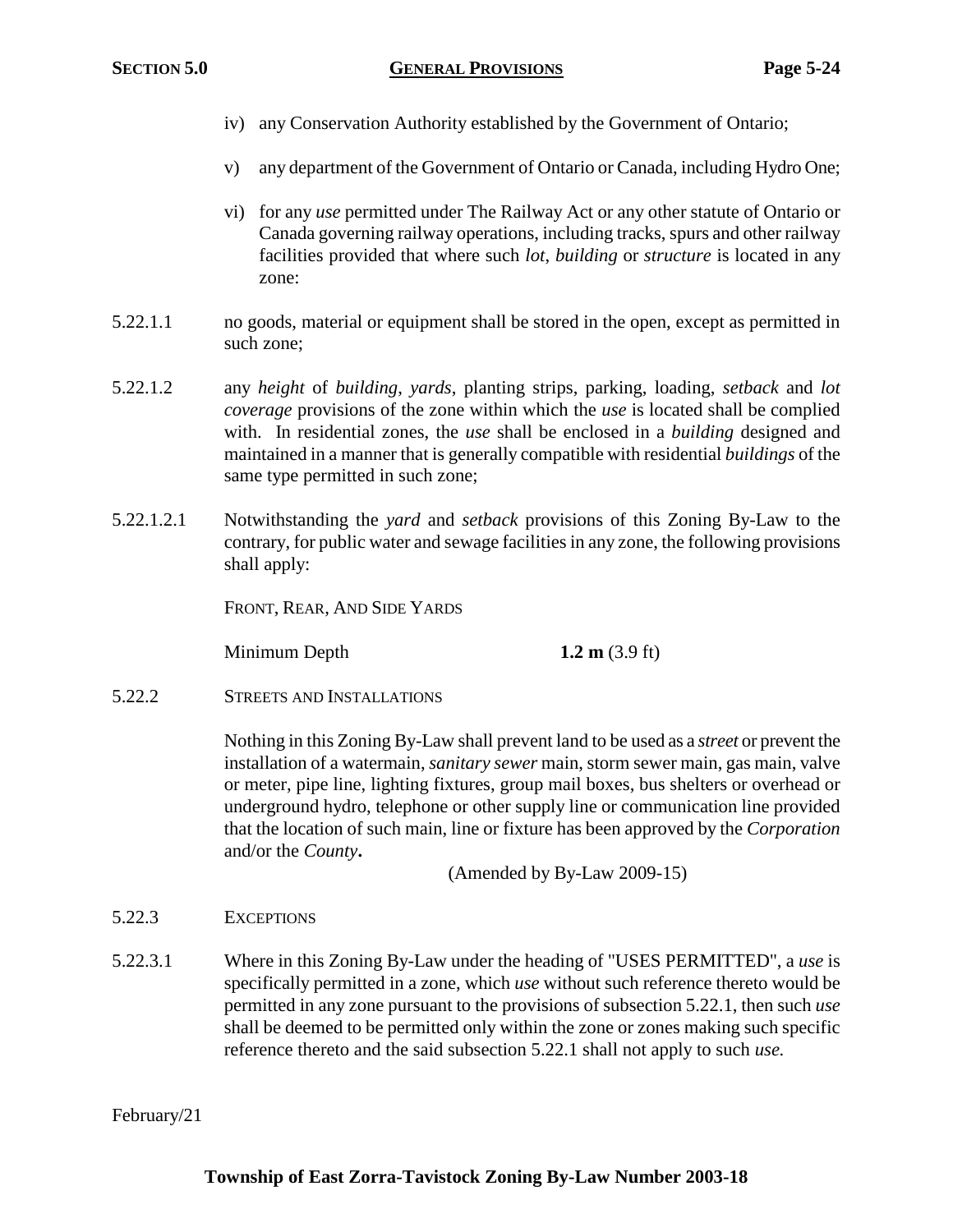iv) any Conservation Authority established by the Government of Ontario;

v) any department of the Government of Ontario or Canada, including Hydro One;

vi) for any *use* permitted under The Railway Act or any other statute of Ontario or Canada governing railway operations, including tracks, spurs and other railway facilities provided that where such *lot*, *building* or *structure* is located in any zone:

5.22.1.1 no goods, material or equipment shall be stored in the open, except as permitted in such zone;

5.22.1.2 any *height* of *building*, *yards*, planting strips, parking, loading, *setback* and *lot coverage* provisions of the zone within which the *use* is located shall be complied with. In residential zones, the *use* shall be enclosed in a *building* designed and maintained in a manner that is generally compatible with residential *buildings* of the same type permitted in such zone;

5.22.1.2.1 Notwithstanding the *yard* and *setback* provisions of this Zoning By-Law to the contrary, for public water and sewage facilities in any zone, the following provisions shall apply:

FRONT, REAR, AND SIDE YARDS

Minimum Depth **1.2 m** (3.9 ft)

5.22.2 STREETS AND INSTALLATIONS

Nothing in this Zoning By-Law shall prevent land to be used as a *street* or prevent the installation of a watermain, *sanitary sewer* main, storm sewer main, gas main, valve or meter, pipe line, lighting fixtures, group mail boxes, bus shelters or overhead or underground hydro, telephone or other supply line or communication line provided that the location of such main, line or fixture has been approved by the *Corporation* and/or the *County***.**

(Amended by By-Law 2009-15)

5.22.3 EXCEPTIONS

5.22.3.1 Where in this Zoning By-Law under the heading of "USES PERMITTED", a *use* is specifically permitted in a zone, which *use* without such reference thereto would be permitted in any zone pursuant to the provisions of subsection 5.22.1, then such *use* shall be deemed to be permitted only within the zone or zones making such specific reference thereto and the said subsection 5.22.1 shall not apply to such *use.*

February/21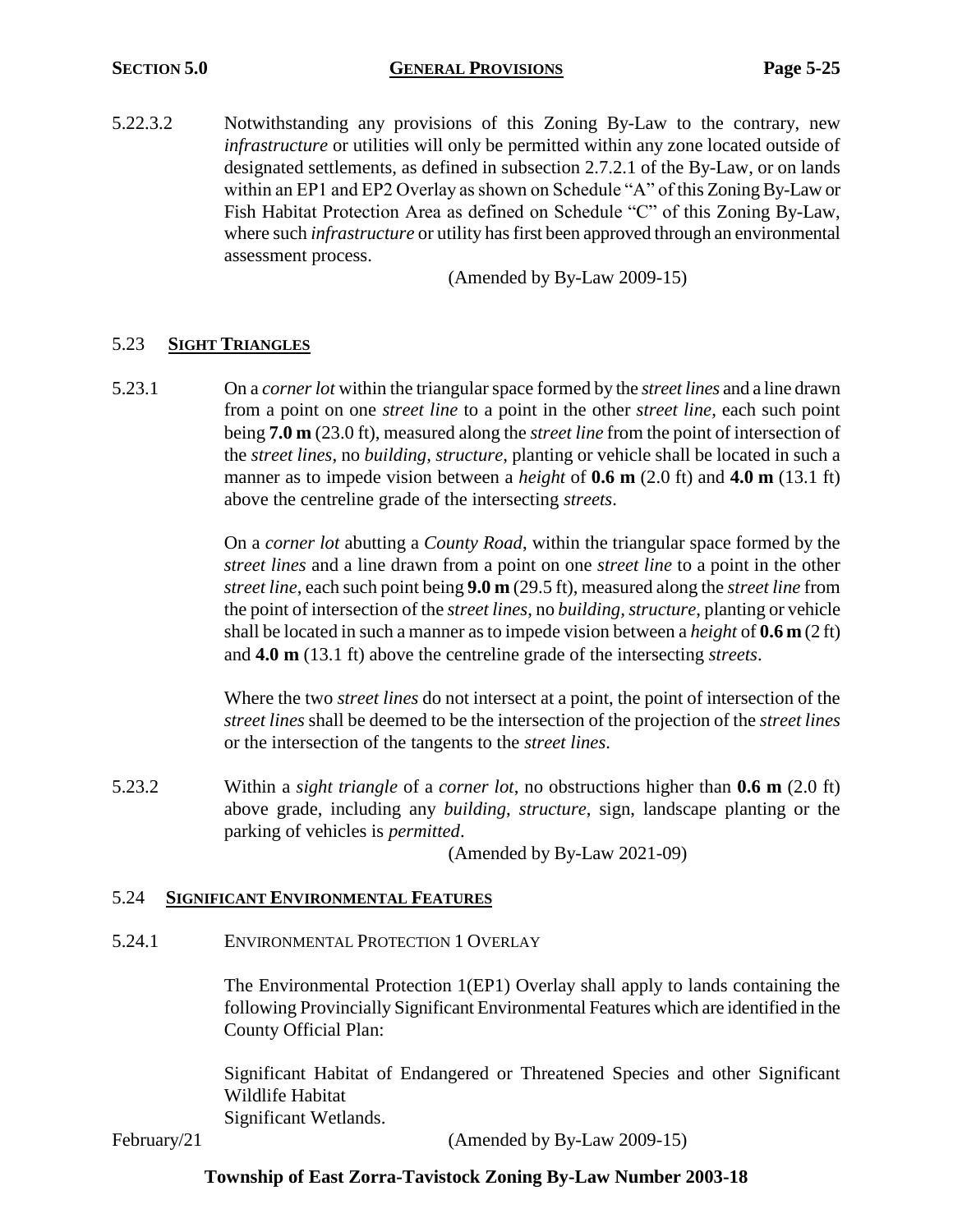5.22.3.2 Notwithstanding any provisions of this Zoning By-Law to the contrary, new *infrastructure* or utilities will only be permitted within any zone located outside of designated settlements, as defined in subsection 2.7.2.1 of the By-Law, or on lands within an EP1 and EP2 Overlay as shown on Schedule "A" of this Zoning By-Law or Fish Habitat Protection Area as defined on Schedule "C" of this Zoning By-Law, where such *infrastructure* or utility has first been approved through an environmental assessment process.

(Amended by By-Law 2009-15)

## 5.23 SIGHT TRIANGLES

5.23.1 On a *corner lot* within the triangular space formed by the *street lines* and a line drawn from a point on one *street line* to a point in the other *street line*, each such point being **7.0 m** (23.0 ft), measured along the *street line* from the point of intersection of the *street lines*, no *building, structure*, planting or vehicle shall be located in such a manner as to impede vision between a *height* of **0.6 m** (2.0 ft) and **4.0 m** (13.1 ft) above the centreline grade of the intersecting *streets*.

On a *corner lot* abutting a *County Road*, within the triangular space formed by the *street lines* and a line drawn from a point on one *street line* to a point in the other *street line*, each such point being **9.0 m** (29.5 ft), measured along the *street line* from the point of intersection of the *street lines*, no *building, structure*, planting or vehicle shall be located in such a manner as to impede vision between a *height* of **0.6 m** (2 ft) and **4.0 m** (13.1 ft) above the centreline grade of the intersecting *streets*.

Where the two *street lines* do not intersect at a point, the point of intersection of the *street lines* shall be deemed to be the intersection of the projection of the *street lines* or the intersection of the tangents to the *street lines*.

5.23.2 Within a *sight triangle* of a *corner lot*, no obstructions higher than **0.6 m** (2.0 ft) above grade, including any *building*, *structure*, sign, landscape planting or the parking of vehicles is *permitted*.

(Amended by By-Law 2021-09)

## 5.24 SIGNIFICANT ENVIRONMENTAL FEATURES

5.24.1 ENVIRONMENTAL PROTECTION 1 OVERLAY

The Environmental Protection 1(EP1) Overlay shall apply to lands containing the following Provincially Significant Environmental Features which are identified in the County Official Plan:

Significant Habitat of Endangered or Threatened Species and other Significant Wildlife Habitat
Significant Wetlands.

(Amended by By-Law 2009-15)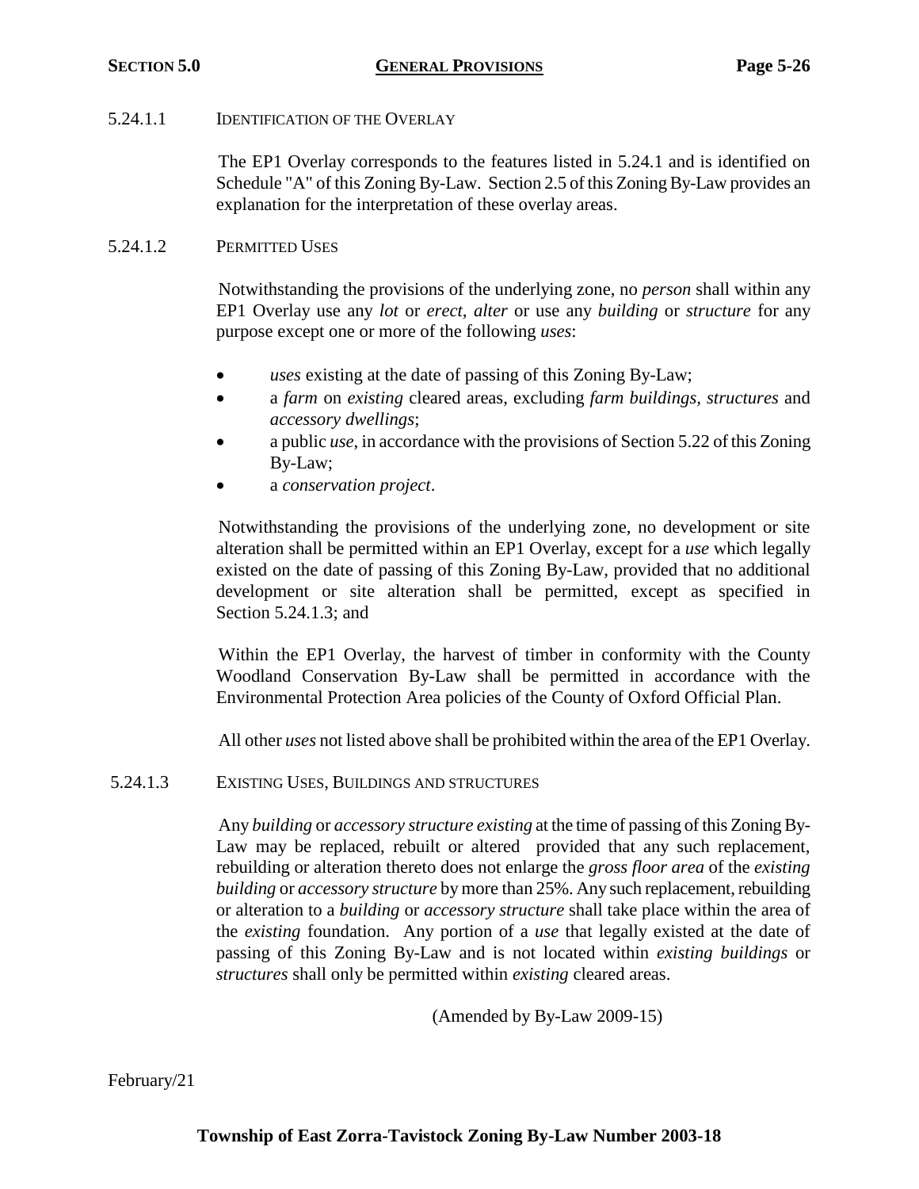#### 5.24.1.1 IDENTIFICATION OF THE OVERLAY

The EP1 Overlay corresponds to the features listed in 5.24.1 and is identified on Schedule "A" of this Zoning By-Law. Section 2.5 of this Zoning By-Law provides an explanation for the interpretation of these overlay areas.

#### 5.24.1.2 PERMITTED USES

Notwithstanding the provisions of the underlying zone, no *person* shall within any EP1 Overlay use any *lot* or *erect, alter* or use any *building* or *structure* for any purpose except one or more of the following *uses*:

- *uses* existing at the date of passing of this Zoning By-Law;
- a *farm* on *existing* cleared areas, excluding *farm buildings, structures* and *accessory dwellings*;
- a public *use*, in accordance with the provisions of Section 5.22 of this Zoning By-Law;
- a *conservation project*.

Notwithstanding the provisions of the underlying zone, no development or site alteration shall be permitted within an EP1 Overlay, except for a *use* which legally existed on the date of passing of this Zoning By-Law, provided that no additional development or site alteration shall be permitted, except as specified in Section 5.24.1.3; and

Within the EP1 Overlay, the harvest of timber in conformity with the County Woodland Conservation By-Law shall be permitted in accordance with the Environmental Protection Area policies of the County of Oxford Official Plan.

All other *uses* not listed above shall be prohibited within the area of the EP1 Overlay.

#### 5.24.1.3 EXISTING USES, BUILDINGS AND STRUCTURES

Any *building* or *accessory structure existing* at the time of passing of this Zoning By-Law may be replaced, rebuilt or altered provided that any such replacement, rebuilding or alteration thereto does not enlarge the *gross floor area* of the *existing building* or *accessory structure* by more than 25%. Any such replacement, rebuilding or alteration to a *building* or *accessory structure* shall take place within the area of the *existing* foundation. Any portion of a *use* that legally existed at the date of passing of this Zoning By-Law and is not located within *existing buildings* or *structures* shall only be permitted within *existing* cleared areas.

(Amended by By-Law 2009-15)

February/21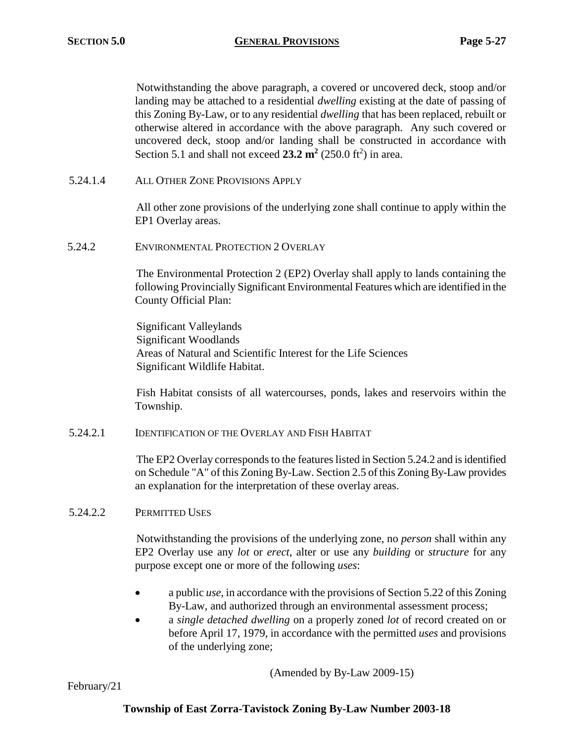Notwithstanding the above paragraph, a covered or uncovered deck, stoop and/or landing may be attached to a residential *dwelling* existing at the date of passing of this Zoning By-Law, or to any residential *dwelling* that has been replaced, rebuilt or otherwise altered in accordance with the above paragraph. Any such covered or uncovered deck, stoop and/or landing shall be constructed in accordance with Section 5.1 and shall not exceed **23.2 m²** (250.0 ft²) in area.

#### 5.24.1.4 ALL OTHER ZONE PROVISIONS APPLY

All other zone provisions of the underlying zone shall continue to apply within the EP1 Overlay areas.

### 5.24.2 ENVIRONMENTAL PROTECTION 2 OVERLAY

The Environmental Protection 2 (EP2) Overlay shall apply to lands containing the following Provincially Significant Environmental Features which are identified in the County Official Plan:

Significant Valleylands
Significant Woodlands
Areas of Natural and Scientific Interest for the Life Sciences
Significant Wildlife Habitat.

Fish Habitat consists of all watercourses, ponds, lakes and reservoirs within the Township.

#### 5.24.2.1 IDENTIFICATION OF THE OVERLAY AND FISH HABITAT

The EP2 Overlay corresponds to the features listed in Section 5.24.2 and is identified on Schedule "A" of this Zoning By-Law. Section 2.5 of this Zoning By-Law provides an explanation for the interpretation of these overlay areas.

#### 5.24.2.2 PERMITTED USES

Notwithstanding the provisions of the underlying zone, no *person* shall within any EP2 Overlay use any *lot* or *erect*, alter or use any *building* or *structure* for any purpose except one or more of the following *uses*:

- a public *use*, in accordance with the provisions of Section 5.22 of this Zoning By-Law, and authorized through an environmental assessment process;
- a *single detached dwelling* on a properly zoned *lot* of record created on or before April 17, 1979, in accordance with the permitted *uses* and provisions of the underlying zone;

(Amended by By-Law 2009-15)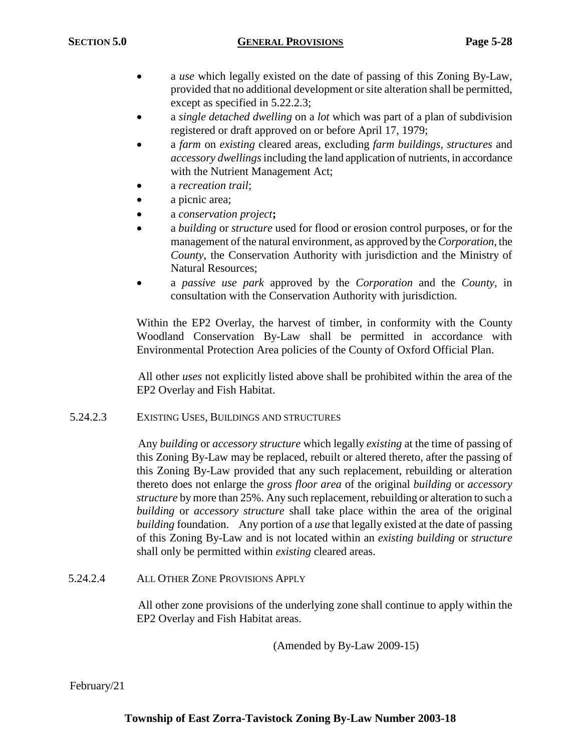- a *use* which legally existed on the date of passing of this Zoning By-Law, provided that no additional development or site alteration shall be permitted, except as specified in 5.22.2.3;
- a *single detached dwelling* on a *lot* which was part of a plan of subdivision registered or draft approved on or before April 17, 1979;
- a *farm* on *existing* cleared areas, excluding *farm buildings*, *structures* and *accessory dwellings* including the land application of nutrients, in accordance with the Nutrient Management Act;
- a *recreation trail*;
- a picnic area;
- a *conservation project***;**
- a *building* or *structure* used for flood or erosion control purposes, or for the management of the natural environment, as approved by the *Corporation*, the *County*, the Conservation Authority with jurisdiction and the Ministry of Natural Resources;
- a *passive use park* approved by the *Corporation* and the *County*, in consultation with the Conservation Authority with jurisdiction.

Within the EP2 Overlay, the harvest of timber, in conformity with the County Woodland Conservation By-Law shall be permitted in accordance with Environmental Protection Area policies of the County of Oxford Official Plan.

All other *uses* not explicitly listed above shall be prohibited within the area of the EP2 Overlay and Fish Habitat.

5.24.2.3 EXISTING USES, BUILDINGS AND STRUCTURES

Any *building* or *accessory structure* which legally *existing* at the time of passing of this Zoning By-Law may be replaced, rebuilt or altered thereto, after the passing of this Zoning By-Law provided that any such replacement, rebuilding or alteration thereto does not enlarge the *gross floor area* of the original *building* or *accessory structure* by more than 25%. Any such replacement, rebuilding or alteration to such a *building* or *accessory structure* shall take place within the area of the original *building* foundation. Any portion of a *use* that legally existed at the date of passing of this Zoning By-Law and is not located within an *existing building* or *structure* shall only be permitted within *existing* cleared areas.

5.24.2.4 ALL OTHER ZONE PROVISIONS APPLY

All other zone provisions of the underlying zone shall continue to apply within the EP2 Overlay and Fish Habitat areas.

(Amended by By-Law 2009-15)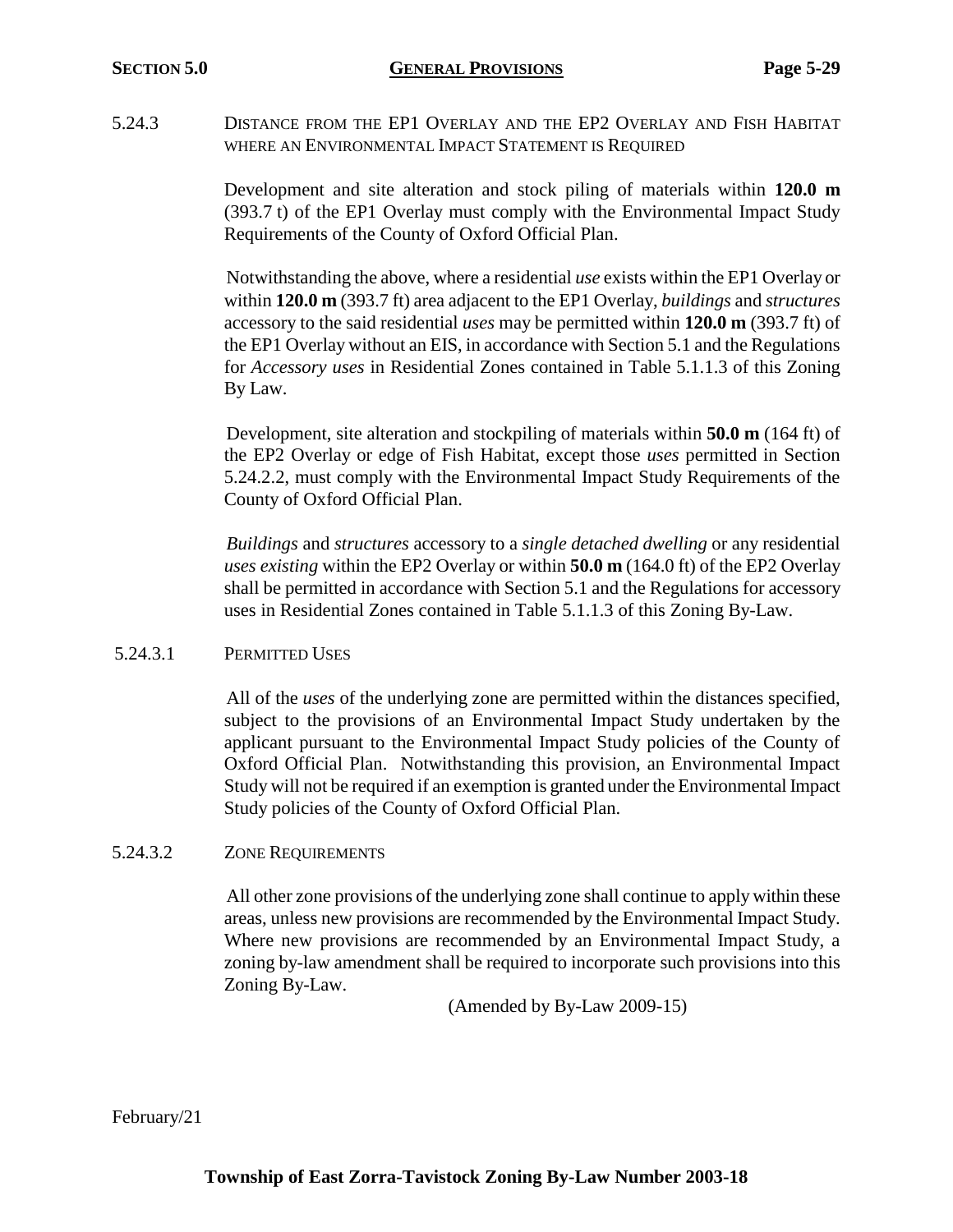### 5.24.3 DISTANCE FROM THE EP1 OVERLAY AND THE EP2 OVERLAY AND FISH HABITAT WHERE AN ENVIRONMENTAL IMPACT STATEMENT IS REQUIRED

Development and site alteration and stock piling of materials within **120.0 m** (393.7 t) of the EP1 Overlay must comply with the Environmental Impact Study Requirements of the County of Oxford Official Plan.

Notwithstanding the above, where a residential *use* exists within the EP1 Overlay or within **120.0 m** (393.7 ft) area adjacent to the EP1 Overlay, *buildings* and *structures* accessory to the said residential *uses* may be permitted within **120.0 m** (393.7 ft) of the EP1 Overlay without an EIS, in accordance with Section 5.1 and the Regulations for *Accessory uses* in Residential Zones contained in Table 5.1.1.3 of this Zoning By Law.

Development, site alteration and stockpiling of materials within **50.0 m** (164 ft) of the EP2 Overlay or edge of Fish Habitat, except those *uses* permitted in Section 5.24.2.2, must comply with the Environmental Impact Study Requirements of the County of Oxford Official Plan.

*Buildings* and *structures* accessory to a *single detached dwelling* or any residential *uses existing* within the EP2 Overlay or within **50.0 m** (164.0 ft) of the EP2 Overlay shall be permitted in accordance with Section 5.1 and the Regulations for accessory uses in Residential Zones contained in Table 5.1.1.3 of this Zoning By-Law.

#### 5.24.3.1 PERMITTED USES

All of the *uses* of the underlying zone are permitted within the distances specified, subject to the provisions of an Environmental Impact Study undertaken by the applicant pursuant to the Environmental Impact Study policies of the County of Oxford Official Plan. Notwithstanding this provision, an Environmental Impact Study will not be required if an exemption is granted under the Environmental Impact Study policies of the County of Oxford Official Plan.

#### 5.24.3.2 ZONE REQUIREMENTS

All other zone provisions of the underlying zone shall continue to apply within these areas, unless new provisions are recommended by the Environmental Impact Study. Where new provisions are recommended by an Environmental Impact Study, a zoning by-law amendment shall be required to incorporate such provisions into this Zoning By-Law.

(Amended by By-Law 2009-15)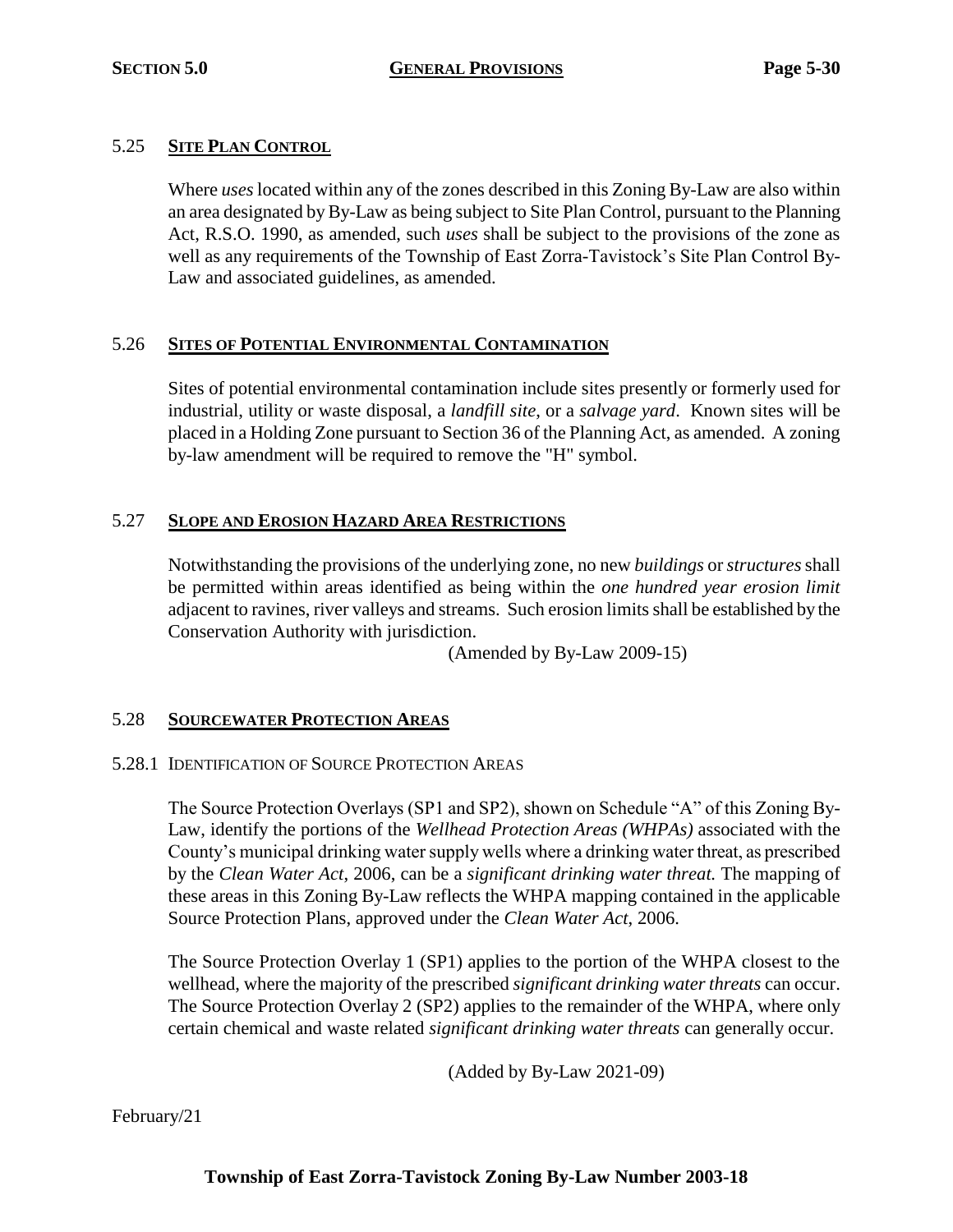## 5.25 SITE PLAN CONTROL

Where *uses* located within any of the zones described in this Zoning By-Law are also within an area designated by By-Law as being subject to Site Plan Control, pursuant to the Planning Act, R.S.O. 1990, as amended, such *uses* shall be subject to the provisions of the zone as well as any requirements of the Township of East Zorra-Tavistock's Site Plan Control By-Law and associated guidelines, as amended.

## 5.26 SITES OF POTENTIAL ENVIRONMENTAL CONTAMINATION

Sites of potential environmental contamination include sites presently or formerly used for industrial, utility or waste disposal, a *landfill site*, or a *salvage yard*. Known sites will be placed in a Holding Zone pursuant to Section 36 of the Planning Act, as amended. A zoning by-law amendment will be required to remove the "H" symbol.

## 5.27 SLOPE AND EROSION HAZARD AREA RESTRICTIONS

Notwithstanding the provisions of the underlying zone, no new *buildings* or *structures* shall be permitted within areas identified as being within the *one hundred year erosion limit* adjacent to ravines, river valleys and streams. Such erosion limits shall be established by the Conservation Authority with jurisdiction.

(Amended by By-Law 2009-15)

## 5.28 SOURCEWATER PROTECTION AREAS

### 5.28.1 IDENTIFICATION OF SOURCE PROTECTION AREAS

The Source Protection Overlays (SP1 and SP2), shown on Schedule "A" of this Zoning By-Law, identify the portions of the *Wellhead Protection Areas (WHPAs)* associated with the County's municipal drinking water supply wells where a drinking water threat, as prescribed by the *Clean Water Act*, 2006, can be a *significant drinking water threat.* The mapping of these areas in this Zoning By-Law reflects the WHPA mapping contained in the applicable Source Protection Plans, approved under the *Clean Water Act*, 2006.

The Source Protection Overlay 1 (SP1) applies to the portion of the WHPA closest to the wellhead, where the majority of the prescribed *significant drinking water threats* can occur. The Source Protection Overlay 2 (SP2) applies to the remainder of the WHPA, where only certain chemical and waste related *significant drinking water threats* can generally occur.

(Added by By-Law 2021-09)

February/21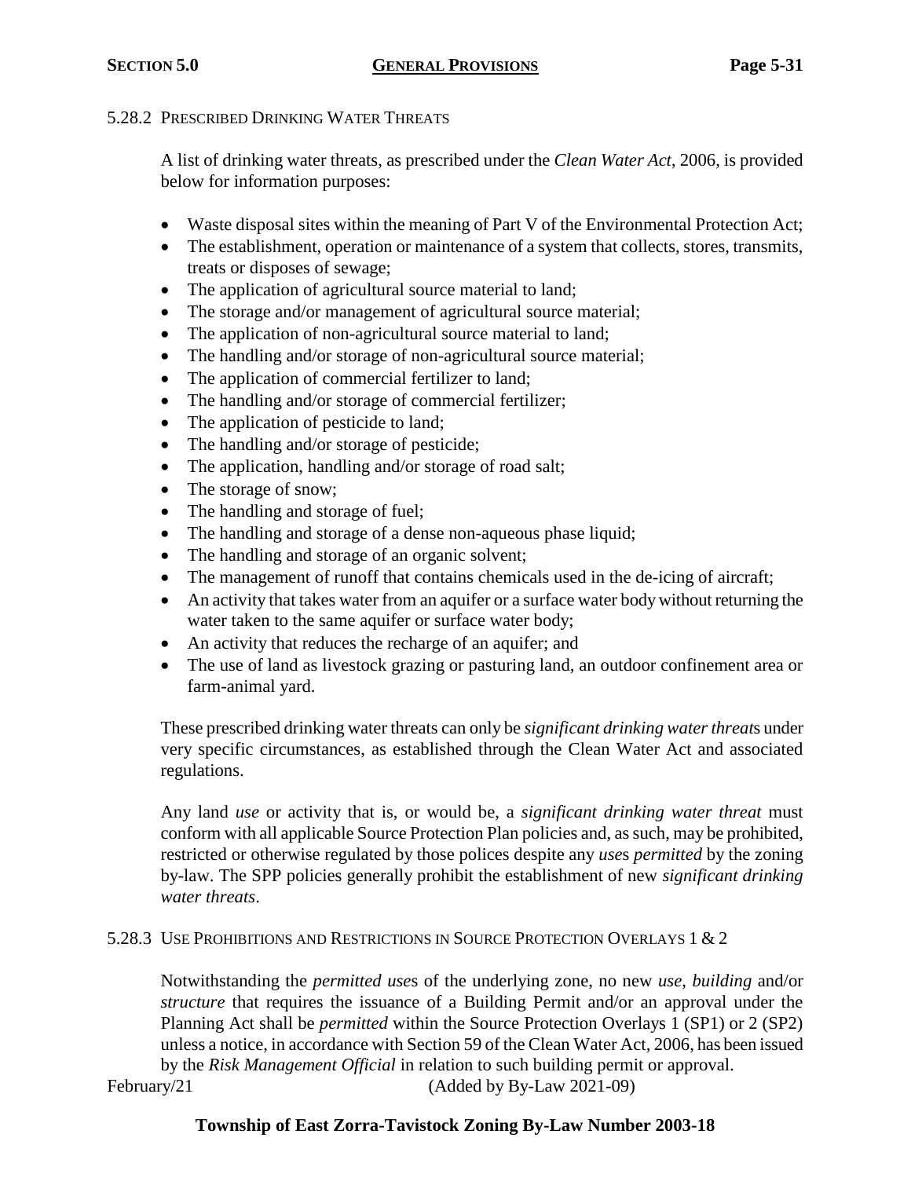### 5.28.2 Prescribed Drinking Water Threats

A list of drinking water threats, as prescribed under the *Clean Water Act*, 2006, is provided below for information purposes:

- Waste disposal sites within the meaning of Part V of the Environmental Protection Act;
- The establishment, operation or maintenance of a system that collects, stores, transmits, treats or disposes of sewage;
- The application of agricultural source material to land;
- The storage and/or management of agricultural source material;
- The application of non-agricultural source material to land;
- The handling and/or storage of non-agricultural source material;
- The application of commercial fertilizer to land;
- The handling and/or storage of commercial fertilizer;
- The application of pesticide to land;
- The handling and/or storage of pesticide;
- The application, handling and/or storage of road salt;
- The storage of snow;
- The handling and storage of fuel;
- The handling and storage of a dense non-aqueous phase liquid;
- The handling and storage of an organic solvent;
- The management of runoff that contains chemicals used in the de-icing of aircraft;
- An activity that takes water from an aquifer or a surface water body without returning the water taken to the same aquifer or surface water body;
- An activity that reduces the recharge of an aquifer; and
- The use of land as livestock grazing or pasturing land, an outdoor confinement area or farm-animal yard.

These prescribed drinking water threats can only be *significant drinking water threat*s under very specific circumstances, as established through the Clean Water Act and associated regulations.

Any land *use* or activity that is, or would be, a *significant drinking water threat* must conform with all applicable Source Protection Plan policies and, as such, may be prohibited, restricted or otherwise regulated by those polices despite any *use*s *permitted* by the zoning by-law. The SPP policies generally prohibit the establishment of new *significant drinking water threats*.

### 5.28.3 Use Prohibitions and Restrictions in Source Protection Overlays 1 & 2

Notwithstanding the *permitted use*s of the underlying zone, no new *use*, *building* and/or *structure* that requires the issuance of a Building Permit and/or an approval under the Planning Act shall be *permitted* within the Source Protection Overlays 1 (SP1) or 2 (SP2) unless a notice, in accordance with Section 59 of the Clean Water Act, 2006, has been issued by the *Risk Management Official* in relation to such building permit or approval.

February/21 (Added by By-Law 2021-09)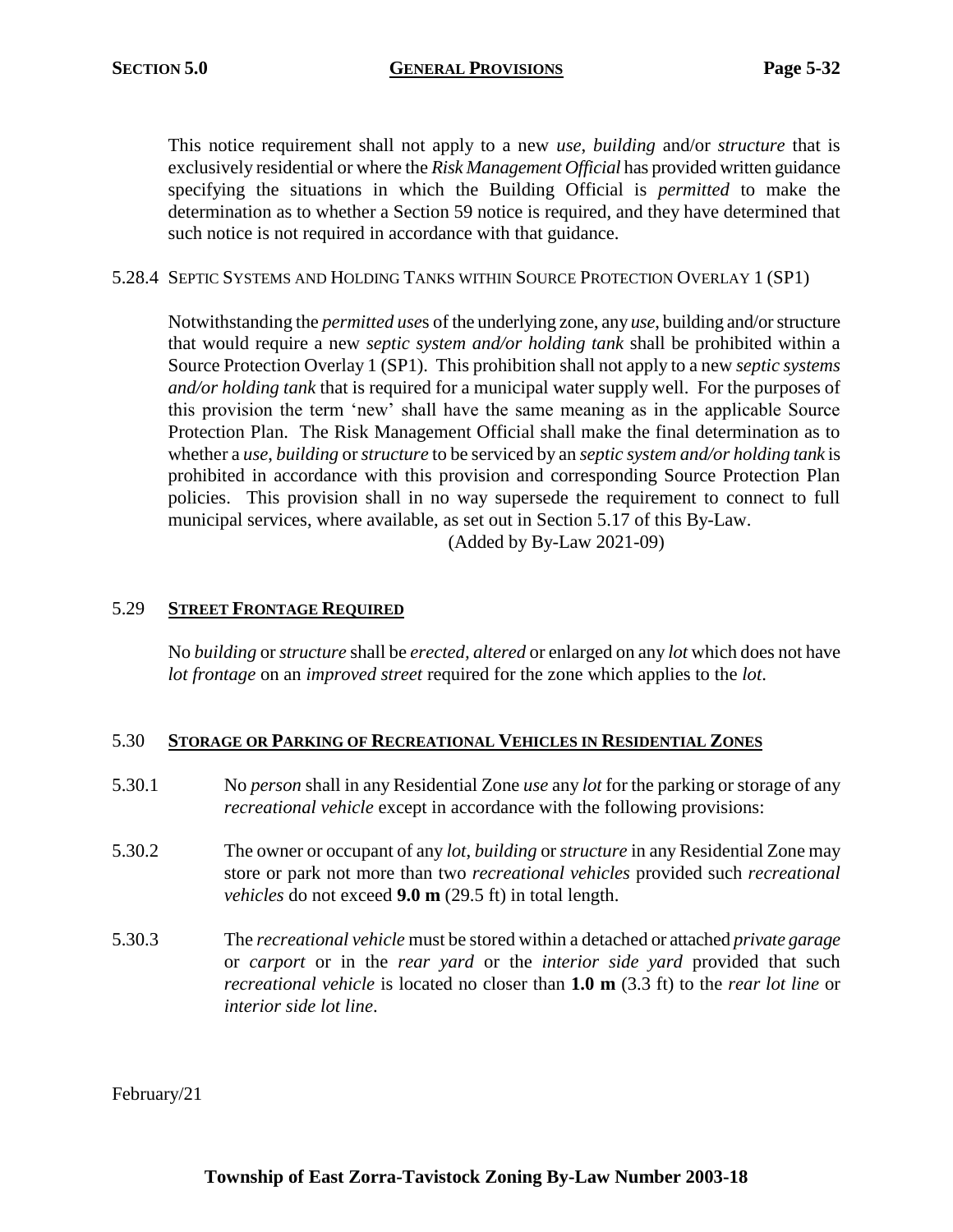This notice requirement shall not apply to a new *use*, *building* and/or *structure* that is exclusively residential or where the *Risk Management Official* has provided written guidance specifying the situations in which the Building Official is *permitted* to make the determination as to whether a Section 59 notice is required, and they have determined that such notice is not required in accordance with that guidance.

5.28.4 SEPTIC SYSTEMS AND HOLDING TANKS WITHIN SOURCE PROTECTION OVERLAY 1 (SP1)

Notwithstanding the *permitted use*s of the underlying zone, any *use*, building and/or structure that would require a new *septic system and/or holding tank* shall be prohibited within a Source Protection Overlay 1 (SP1). This prohibition shall not apply to a new *septic systems and/or holding tank* that is required for a municipal water supply well. For the purposes of this provision the term 'new' shall have the same meaning as in the applicable Source Protection Plan. The Risk Management Official shall make the final determination as to whether a *use*, *building* or *structure* to be serviced by an *septic system and/or holding tank* is prohibited in accordance with this provision and corresponding Source Protection Plan policies. This provision shall in no way supersede the requirement to connect to full municipal services, where available, as set out in Section 5.17 of this By-Law.

(Added by By-Law 2021-09)

## 5.29 STREET FRONTAGE REQUIRED

No *building* or *structure* shall be *erected, altered* or enlarged on any *lot* which does not have *lot frontage* on an *improved street* required for the zone which applies to the *lot*.

## 5.30 STORAGE OR PARKING OF RECREATIONAL VEHICLES IN RESIDENTIAL ZONES

5.30.1 No *person* shall in any Residential Zone *use* any *lot* for the parking or storage of any *recreational vehicle* except in accordance with the following provisions:

5.30.2 The owner or occupant of any *lot*, *building* or *structure* in any Residential Zone may store or park not more than two *recreational vehicles* provided such *recreational vehicles* do not exceed **9.0 m** (29.5 ft) in total length.

5.30.3 The *recreational vehicle* must be stored within a detached or attached *private garage* or *carport* or in the *rear yard* or the *interior side yard* provided that such *recreational vehicle* is located no closer than **1.0 m** (3.3 ft) to the *rear lot line* or *interior side lot line*.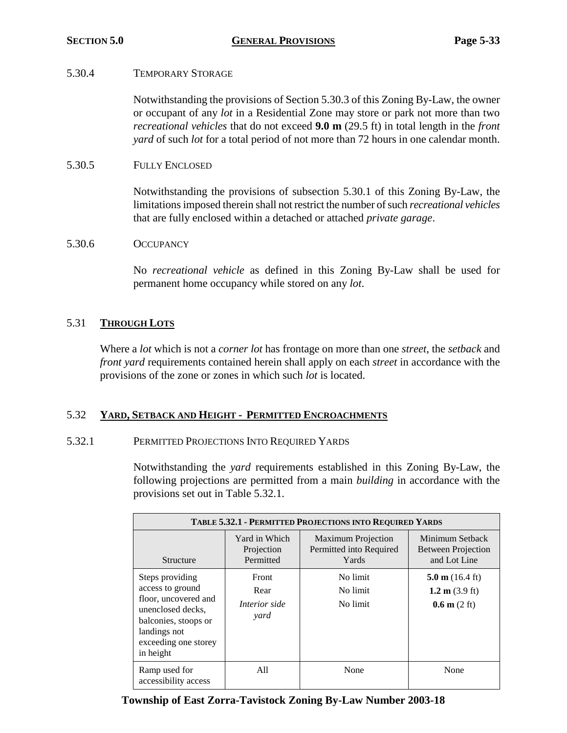5.30.4 TEMPORARY STORAGE

Notwithstanding the provisions of Section 5.30.3 of this Zoning By-Law, the owner or occupant of any *lot* in a Residential Zone may store or park not more than two *recreational vehicles* that do not exceed **9.0 m** (29.5 ft) in total length in the *front yard* of such *lot* for a total period of not more than 72 hours in one calendar month.

5.30.5 FULLY ENCLOSED

Notwithstanding the provisions of subsection 5.30.1 of this Zoning By-Law, the limitations imposed therein shall not restrict the number of such *recreational vehicles* that are fully enclosed within a detached or attached *private garage*.

5.30.6 OCCUPANCY

No *recreational vehicle* as defined in this Zoning By-Law shall be used for permanent home occupancy while stored on any *lot*.

## 5.31 THROUGH LOTS

Where a *lot* which is not a *corner lot* has frontage on more than one *street*, the *setback* and *front yard* requirements contained herein shall apply on each *street* in accordance with the provisions of the zone or zones in which such *lot* is located.

## 5.32 YARD, SETBACK AND HEIGHT - PERMITTED ENCROACHMENTS

5.32.1 PERMITTED PROJECTIONS INTO REQUIRED YARDS

Notwithstanding the *yard* requirements established in this Zoning By-Law, the following projections are permitted from a main *building* in accordance with the provisions set out in Table 5.32.1.

**TABLE 5.32.1 - PERMITTED PROJECTIONS INTO REQUIRED YARDS**

| Structure | Yard in Which Projection Permitted | Maximum Projection Permitted into Required Yards | Minimum Setback Between Projection and Lot Line |
|---|---|---|---|
| Steps providing access to ground floor, uncovered and unenclosed decks, balconies, stoops or landings not exceeding one storey in height | Front<br>Rear<br>*Interior side yard* | No limit<br>No limit<br>No limit | **5.0 m** (16.4 ft)<br>**1.2 m** (3.9 ft)<br>**0.6 m** (2 ft) |
| Ramp used for accessibility access | All | None | None |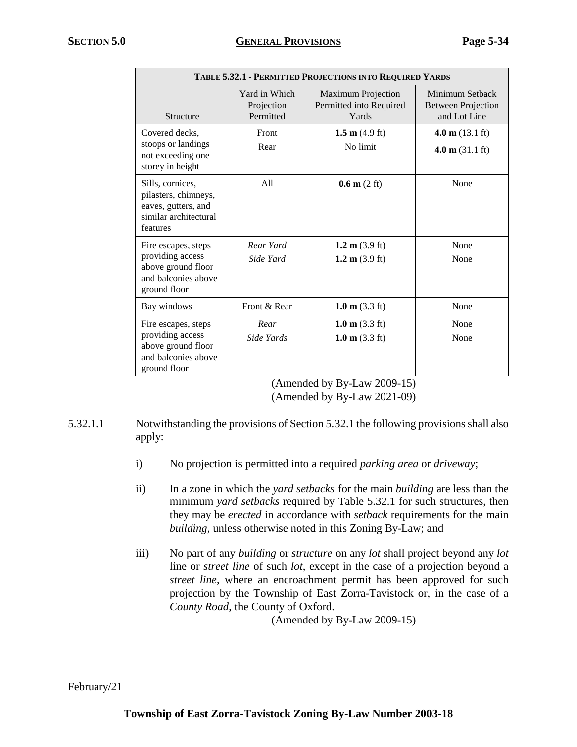| TABLE 5.32.1 - PERMITTED PROJECTIONS INTO REQUIRED YARDS | | | |
|---|---|---|---|
| Structure | Yard in Which Projection Permitted | Maximum Projection Permitted into Required Yards | Minimum Setback Between Projection and Lot Line |
| Covered decks, stoops or landings not exceeding one storey in height | Front<br>Rear | **1.5 m** (4.9 ft)<br>No limit | **4.0 m** (13.1 ft)<br>**4.0 m** (31.1 ft) |
| Sills, cornices, pilasters, chimneys, eaves, gutters, and similar architectural features | All | **0.6 m** (2 ft) | None |
| Fire escapes, steps providing access above ground floor and balconies above ground floor | *Rear Yard*<br>*Side Yard* | **1.2 m** (3.9 ft)<br>**1.2 m** (3.9 ft) | None<br>None |
| Bay windows | Front & Rear | **1.0 m** (3.3 ft) | None |
| Fire escapes, steps providing access above ground floor and balconies above ground floor | *Rear*<br>*Side Yards* | **1.0 m** (3.3 ft)<br>**1.0 m** (3.3 ft) | None<br>None |

(Amended by By-Law 2009-15)
(Amended by By-Law 2021-09)

5.32.1.1 Notwithstanding the provisions of Section 5.32.1 the following provisions shall also apply:

i) No projection is permitted into a required *parking area* or *driveway*;

ii) In a zone in which the *yard setbacks* for the main *building* are less than the minimum *yard setbacks* required by Table 5.32.1 for such structures, then they may be *erected* in accordance with *setback* requirements for the main *building*, unless otherwise noted in this Zoning By-Law; and

iii) No part of any *building* or *structure* on any *lot* shall project beyond any *lot* line or *street line* of such *lot*, except in the case of a projection beyond a *street line*, where an encroachment permit has been approved for such projection by the Township of East Zorra-Tavistock or, in the case of a *County Road*, the County of Oxford.

(Amended by By-Law 2009-15)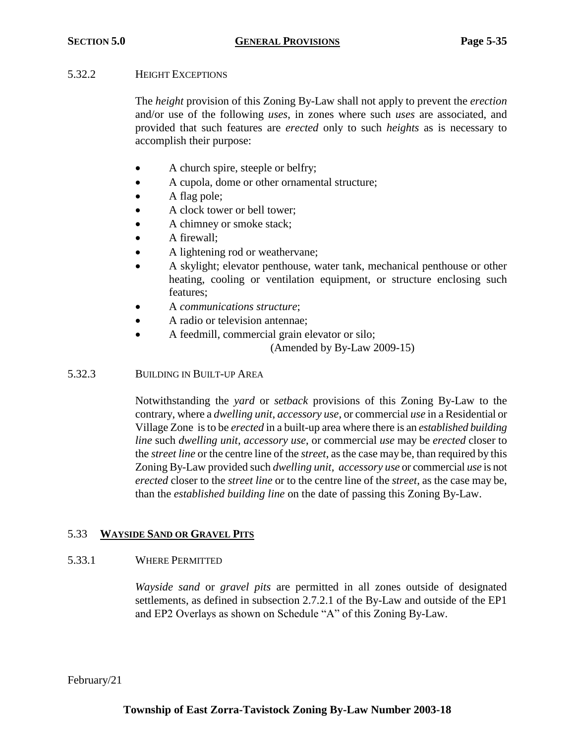#### 5.32.2 HEIGHT EXCEPTIONS

The *height* provision of this Zoning By-Law shall not apply to prevent the *erection* and/or use of the following *uses*, in zones where such *uses* are associated, and provided that such features are *erected* only to such *heights* as is necessary to accomplish their purpose:

- A church spire, steeple or belfry;
- A cupola, dome or other ornamental structure;
- A flag pole;
- A clock tower or bell tower;
- A chimney or smoke stack;
- A firewall;
- A lightening rod or weathervane;
- A skylight; elevator penthouse, water tank, mechanical penthouse or other heating, cooling or ventilation equipment, or structure enclosing such features;
- A *communications structure*;
- A radio or television antennae;
- A feedmill, commercial grain elevator or silo;

(Amended by By-Law 2009-15)

#### 5.32.3 BUILDING IN BUILT-UP AREA

Notwithstanding the *yard* or *setback* provisions of this Zoning By-Law to the contrary, where a *dwelling unit*, *accessory use*, or commercial *use* in a Residential or Village Zone is to be *erected* in a built-up area where there is an *established building line* such *dwelling unit*, *accessory use*, or commercial *use* may be *erected* closer to the *street line* or the centre line of the *street*, as the case may be, than required by this Zoning By-Law provided such *dwelling unit*, *accessory use* or commercial *use* is not *erected* closer to the *street line* or to the centre line of the *street*, as the case may be, than the *established building line* on the date of passing this Zoning By-Law.

### 5.33 **WAYSIDE SAND OR GRAVEL PITS**

#### 5.33.1 WHERE PERMITTED

*Wayside sand* or *gravel pits* are permitted in all zones outside of designated settlements, as defined in subsection 2.7.2.1 of the By-Law and outside of the EP1 and EP2 Overlays as shown on Schedule "A" of this Zoning By-Law.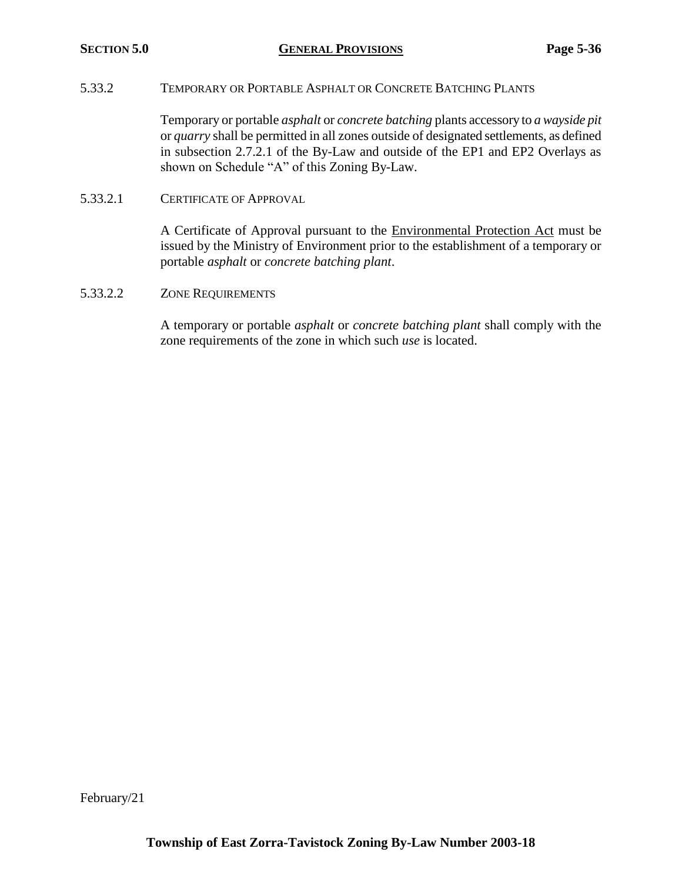### 5.33.2 TEMPORARY OR PORTABLE ASPHALT OR CONCRETE BATCHING PLANTS

Temporary or portable *asphalt* or *concrete batching* plants accessory to *a wayside pit* or *quarry* shall be permitted in all zones outside of designated settlements, as defined in subsection 2.7.2.1 of the By-Law and outside of the EP1 and EP2 Overlays as shown on Schedule "A" of this Zoning By-Law.

#### 5.33.2.1 CERTIFICATE OF APPROVAL

A Certificate of Approval pursuant to the Environmental Protection Act must be issued by the Ministry of Environment prior to the establishment of a temporary or portable *asphalt* or *concrete batching plant*.

#### 5.33.2.2 ZONE REQUIREMENTS

A temporary or portable *asphalt* or *concrete batching plant* shall comply with the zone requirements of the zone in which such *use* is located.

February/21